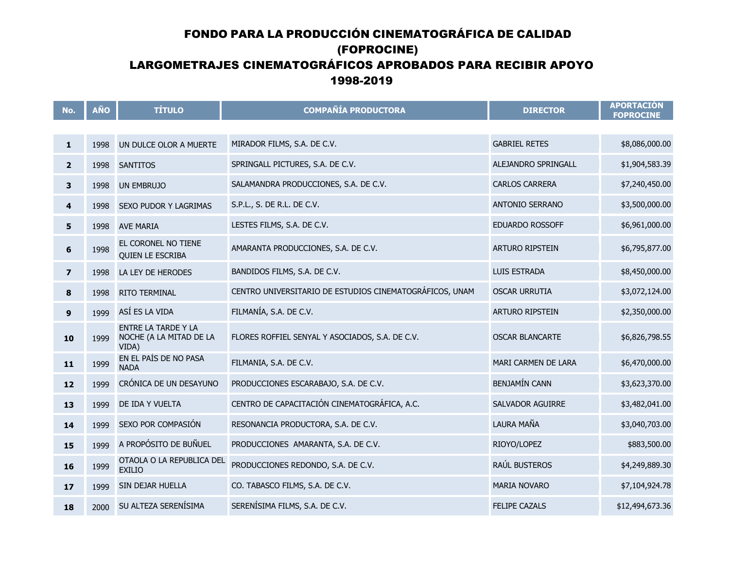# FONDO PARA LA PRODUCCIÓN CINEMATOGRÁFICA DE CALIDAD (FOPROCINE)

## LARGOMETRAJES CINEMATOGRÁFICOS APROBADOS PARA RECIBIR APOYO 1998-2019

| No. | AÑO | TÍTULO | COMPAÑÍA PRODUCTORA | DIRECTOR | APORTACIÓN FOPROCINE |
|---|---|---|---|---|---|
| **1** | 1998 | UN DULCE OLOR A MUERTE | MIRADOR FILMS, S.A. DE C.V. | GABRIEL RETES | $8,086,000.00 |
| **2** | 1998 | SANTITOS | SPRINGALL PICTURES, S.A. DE C.V. | ALEJANDRO SPRINGALL | $1,904,583.39 |
| **3** | 1998 | UN EMBRUJO | SALAMANDRA PRODUCCIONES, S.A. DE C.V. | CARLOS CARRERA | $7,240,450.00 |
| **4** | 1998 | SEXO PUDOR Y LAGRIMAS | S.P.L., S. DE R.L. DE C.V. | ANTONIO SERRANO | $3,500,000.00 |
| **5** | 1998 | AVE MARIA | LESTES FILMS, S.A. DE C.V. | EDUARDO ROSSOFF | $6,961,000.00 |
| **6** | 1998 | EL CORONEL NO TIENE QUIEN LE ESCRIBA | AMARANTA PRODUCCIONES, S.A. DE C.V. | ARTURO RIPSTEIN | $6,795,877.00 |
| **7** | 1998 | LA LEY DE HERODES | BANDIDOS FILMS, S.A. DE C.V. | LUIS ESTRADA | $8,450,000.00 |
| **8** | 1998 | RITO TERMINAL | CENTRO UNIVERSITARIO DE ESTUDIOS CINEMATOGRÁFICOS, UNAM | OSCAR URRUTIA | $3,072,124.00 |
| **9** | 1999 | ASÍ ES LA VIDA | FILMANÍA, S.A. DE C.V. | ARTURO RIPSTEIN | $2,350,000.00 |
| **10** | 1999 | ENTRE LA TARDE Y LA NOCHE (A LA MITAD DE LA VIDA) | FLORES ROFFIEL SENYAL Y ASOCIADOS, S.A. DE C.V. | OSCAR BLANCARTE | $6,826,798.55 |
| **11** | 1999 | EN EL PAÍS DE NO PASA NADA | FILMANIA, S.A. DE C.V. | MARI CARMEN DE LARA | $6,470,000.00 |
| **12** | 1999 | CRÓNICA DE UN DESAYUNO | PRODUCCIONES ESCARABAJO, S.A. DE C.V. | BENJAMÍN CANN | $3,623,370.00 |
| **13** | 1999 | DE IDA Y VUELTA | CENTRO DE CAPACITACIÓN CINEMATOGRÁFICA, A.C. | SALVADOR AGUIRRE | $3,482,041.00 |
| **14** | 1999 | SEXO POR COMPASIÓN | RESONANCIA PRODUCTORA, S.A. DE C.V. | LAURA MAÑA | $3,040,703.00 |
| **15** | 1999 | A PROPÓSITO DE BUÑUEL | PRODUCCIONES AMARANTA, S.A. DE C.V. | RIOYO/LOPEZ | $883,500.00 |
| **16** | 1999 | OTAOLA O LA REPUBLICA DEL EXILIO | PRODUCCIONES REDONDO, S.A. DE C.V. | RAÚL BUSTEROS | $4,249,889.30 |
| **17** | 1999 | SIN DEJAR HUELLA | CO. TABASCO FILMS, S.A. DE C.V. | MARIA NOVARO | $7,104,924.78 |
| **18** | 2000 | SU ALTEZA SERENÍSIMA | SERENÍSIMA FILMS, S.A. DE C.V. | FELIPE CAZALS | $12,494,673.36 |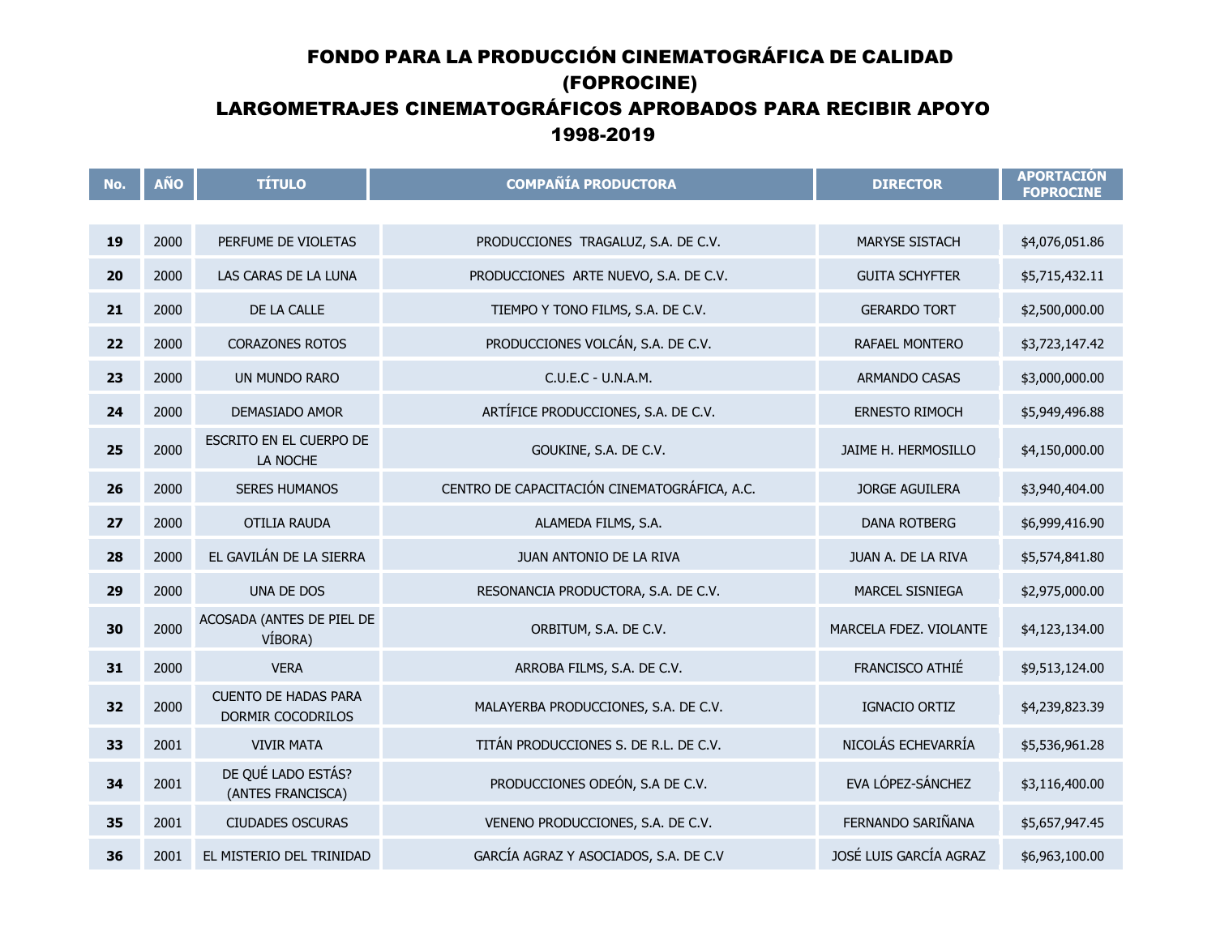# FONDO PARA LA PRODUCCIÓN CINEMATOGRÁFICA DE CALIDAD (FOPROCINE)

# LARGOMETRAJES CINEMATOGRÁFICOS APROBADOS PARA RECIBIR APOYO 1998-2019

| No. | AÑO | TÍTULO | COMPAÑÍA PRODUCTORA | DIRECTOR | APORTACIÓN FOPROCINE |
|---|---|---|---|---|---|
| **19** | 2000 | PERFUME DE VIOLETAS | PRODUCCIONES TRAGALUZ, S.A. DE C.V. | MARYSE SISTACH | $4,076,051.86 |
| **20** | 2000 | LAS CARAS DE LA LUNA | PRODUCCIONES ARTE NUEVO, S.A. DE C.V. | GUITA SCHYFTER | $5,715,432.11 |
| **21** | 2000 | DE LA CALLE | TIEMPO Y TONO FILMS, S.A. DE C.V. | GERARDO TORT | $2,500,000.00 |
| **22** | 2000 | CORAZONES ROTOS | PRODUCCIONES VOLCÁN, S.A. DE C.V. | RAFAEL MONTERO | $3,723,147.42 |
| **23** | 2000 | UN MUNDO RARO | C.U.E.C - U.N.A.M. | ARMANDO CASAS | $3,000,000.00 |
| **24** | 2000 | DEMASIADO AMOR | ARTÍFICE PRODUCCIONES, S.A. DE C.V. | ERNESTO RIMOCH | $5,949,496.88 |
| **25** | 2000 | ESCRITO EN EL CUERPO DE LA NOCHE | GOUKINE, S.A. DE C.V. | JAIME H. HERMOSILLO | $4,150,000.00 |
| **26** | 2000 | SERES HUMANOS | CENTRO DE CAPACITACIÓN CINEMATOGRÁFICA, A.C. | JORGE AGUILERA | $3,940,404.00 |
| **27** | 2000 | OTILIA RAUDA | ALAMEDA FILMS, S.A. | DANA ROTBERG | $6,999,416.90 |
| **28** | 2000 | EL GAVILÁN DE LA SIERRA | JUAN ANTONIO DE LA RIVA | JUAN A. DE LA RIVA | $5,574,841.80 |
| **29** | 2000 | UNA DE DOS | RESONANCIA PRODUCTORA, S.A. DE C.V. | MARCEL SISNIEGA | $2,975,000.00 |
| **30** | 2000 | ACOSADA (ANTES DE PIEL DE VÍBORA) | ORBITUM, S.A. DE C.V. | MARCELA FDEZ. VIOLANTE | $4,123,134.00 |
| **31** | 2000 | VERA | ARROBA FILMS, S.A. DE C.V. | FRANCISCO ATHIÉ | $9,513,124.00 |
| **32** | 2000 | CUENTO DE HADAS PARA DORMIR COCODRILOS | MALAYERBA PRODUCCIONES, S.A. DE C.V. | IGNACIO ORTIZ | $4,239,823.39 |
| **33** | 2001 | VIVIR MATA | TITÁN PRODUCCIONES S. DE R.L. DE C.V. | NICOLÁS ECHEVARRÍA | $5,536,961.28 |
| **34** | 2001 | DE QUÉ LADO ESTÁS? (ANTES FRANCISCA) | PRODUCCIONES ODEÓN, S.A DE C.V. | EVA LÓPEZ-SÁNCHEZ | $3,116,400.00 |
| **35** | 2001 | CIUDADES OSCURAS | VENENO PRODUCCIONES, S.A. DE C.V. | FERNANDO SARIÑANA | $5,657,947.45 |
| **36** | 2001 | EL MISTERIO DEL TRINIDAD | GARCÍA AGRAZ Y ASOCIADOS, S.A. DE C.V | JOSÉ LUIS GARCÍA AGRAZ | $6,963,100.00 |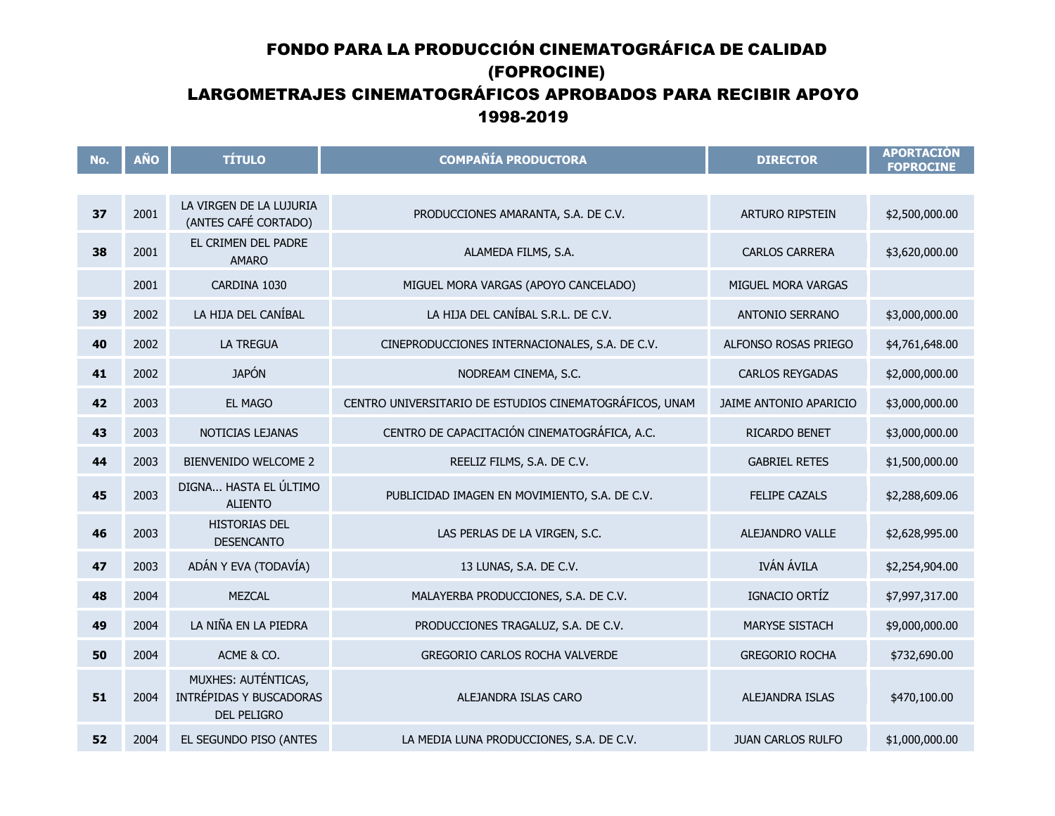# FONDO PARA LA PRODUCCIÓN CINEMATOGRÁFICA DE CALIDAD (FOPROCINE)

## LARGOMETRAJES CINEMATOGRÁFICOS APROBADOS PARA RECIBIR APOYO 1998-2019

| No. | AÑO | TÍTULO | COMPAÑÍA PRODUCTORA | DIRECTOR | APORTACIÓN FOPROCINE |
|---|---|---|---|---|---|
| **37** | 2001 | LA VIRGEN DE LA LUJURIA (ANTES CAFÉ CORTADO) | PRODUCCIONES AMARANTA, S.A. DE C.V. | ARTURO RIPSTEIN | $2,500,000.00 |
| **38** | 2001 | EL CRIMEN DEL PADRE AMARO | ALAMEDA FILMS, S.A. | CARLOS CARRERA | $3,620,000.00 |
| | 2001 | CARDINA 1030 | MIGUEL MORA VARGAS (APOYO CANCELADO) | MIGUEL MORA VARGAS | |
| **39** | 2002 | LA HIJA DEL CANÍBAL | LA HIJA DEL CANÍBAL S.R.L. DE C.V. | ANTONIO SERRANO | $3,000,000.00 |
| **40** | 2002 | LA TREGUA | CINEPRODUCCIONES INTERNACIONALES, S.A. DE C.V. | ALFONSO ROSAS PRIEGO | $4,761,648.00 |
| **41** | 2002 | JAPÓN | NODREAM CINEMA, S.C. | CARLOS REYGADAS | $2,000,000.00 |
| **42** | 2003 | EL MAGO | CENTRO UNIVERSITARIO DE ESTUDIOS CINEMATOGRÁFICOS, UNAM | JAIME ANTONIO APARICIO | $3,000,000.00 |
| **43** | 2003 | NOTICIAS LEJANAS | CENTRO DE CAPACITACIÓN CINEMATOGRÁFICA, A.C. | RICARDO BENET | $3,000,000.00 |
| **44** | 2003 | BIENVENIDO WELCOME 2 | REELIZ FILMS, S.A. DE C.V. | GABRIEL RETES | $1,500,000.00 |
| **45** | 2003 | DIGNA... HASTA EL ÚLTIMO ALIENTO | PUBLICIDAD IMAGEN EN MOVIMIENTO, S.A. DE C.V. | FELIPE CAZALS | $2,288,609.06 |
| **46** | 2003 | HISTORIAS DEL DESENCANTO | LAS PERLAS DE LA VIRGEN, S.C. | ALEJANDRO VALLE | $2,628,995.00 |
| **47** | 2003 | ADÁN Y EVA (TODAVÍA) | 13 LUNAS, S.A. DE C.V. | IVÁN ÁVILA | $2,254,904.00 |
| **48** | 2004 | MEZCAL | MALAYERBA PRODUCCIONES, S.A. DE C.V. | IGNACIO ORTÍZ | $7,997,317.00 |
| **49** | 2004 | LA NIÑA EN LA PIEDRA | PRODUCCIONES TRAGALUZ, S.A. DE C.V. | MARYSE SISTACH | $9,000,000.00 |
| **50** | 2004 | ACME & CO. | GREGORIO CARLOS ROCHA VALVERDE | GREGORIO ROCHA | $732,690.00 |
| **51** | 2004 | MUXHES: AUTÉNTICAS, INTRÉPIDAS Y BUSCADORAS DEL PELIGRO | ALEJANDRA ISLAS CARO | ALEJANDRA ISLAS | $470,100.00 |
| **52** | 2004 | EL SEGUNDO PISO (ANTES | LA MEDIA LUNA PRODUCCIONES, S.A. DE C.V. | JUAN CARLOS RULFO | $1,000,000.00 |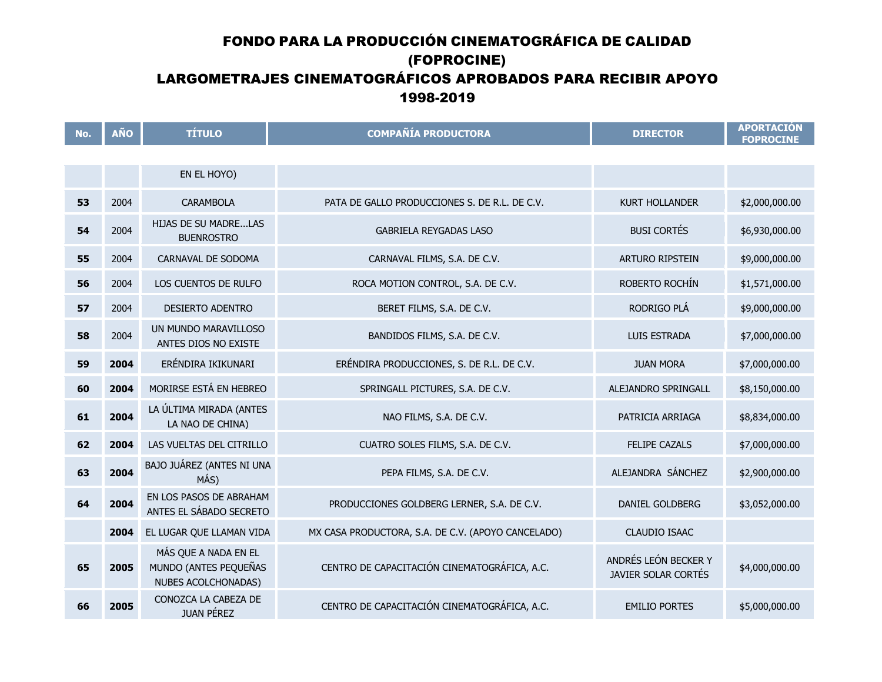# FONDO PARA LA PRODUCCIÓN CINEMATOGRÁFICA DE CALIDAD (FOPROCINE)

## LARGOMETRAJES CINEMATOGRÁFICOS APROBADOS PARA RECIBIR APOYO 1998-2019

| No. | AÑO | TÍTULO | COMPAÑÍA PRODUCTORA | DIRECTOR | APORTACIÓN FOPROCINE |
|---|---|---|---|---|---|
| | | EN EL HOYO) | | | |
| **53** | 2004 | CARAMBOLA | PATA DE GALLO PRODUCCIONES S. DE R.L. DE C.V. | KURT HOLLANDER | $2,000,000.00 |
| **54** | 2004 | HIJAS DE SU MADRE...LAS BUENROSTRO | GABRIELA REYGADAS LASO | BUSI CORTÉS | $6,930,000.00 |
| **55** | 2004 | CARNAVAL DE SODOMA | CARNAVAL FILMS, S.A. DE C.V. | ARTURO RIPSTEIN | $9,000,000.00 |
| **56** | 2004 | LOS CUENTOS DE RULFO | ROCA MOTION CONTROL, S.A. DE C.V. | ROBERTO ROCHÍN | $1,571,000.00 |
| **57** | 2004 | DESIERTO ADENTRO | BERET FILMS, S.A. DE C.V. | RODRIGO PLÁ | $9,000,000.00 |
| **58** | 2004 | UN MUNDO MARAVILLOSO ANTES DIOS NO EXISTE | BANDIDOS FILMS, S.A. DE C.V. | LUIS ESTRADA | $7,000,000.00 |
| **59** | **2004** | ERÉNDIRA IKIKUNARI | ERÉNDIRA PRODUCCIONES, S. DE R.L. DE C.V. | JUAN MORA | $7,000,000.00 |
| **60** | **2004** | MORIRSE ESTÁ EN HEBREO | SPRINGALL PICTURES, S.A. DE C.V. | ALEJANDRO SPRINGALL | $8,150,000.00 |
| **61** | **2004** | LA ÚLTIMA MIRADA (ANTES LA NAO DE CHINA) | NAO FILMS, S.A. DE C.V. | PATRICIA ARRIAGA | $8,834,000.00 |
| **62** | **2004** | LAS VUELTAS DEL CITRILLO | CUATRO SOLES FILMS, S.A. DE C.V. | FELIPE CAZALS | $7,000,000.00 |
| **63** | **2004** | BAJO JUÁREZ (ANTES NI UNA MÁS) | PEPA FILMS, S.A. DE C.V. | ALEJANDRA SÁNCHEZ | $2,900,000.00 |
| **64** | **2004** | EN LOS PASOS DE ABRAHAM ANTES EL SÁBADO SECRETO | PRODUCCIONES GOLDBERG LERNER, S.A. DE C.V. | DANIEL GOLDBERG | $3,052,000.00 |
| | **2004** | EL LUGAR QUE LLAMAN VIDA | MX CASA PRODUCTORA, S.A. DE C.V. (APOYO CANCELADO) | CLAUDIO ISAAC | |
| **65** | **2005** | MÁS QUE A NADA EN EL MUNDO (ANTES PEQUEÑAS NUBES ACOLCHONADAS) | CENTRO DE CAPACITACIÓN CINEMATOGRÁFICA, A.C. | ANDRÉS LEÓN BECKER Y JAVIER SOLAR CORTÉS | $4,000,000.00 |
| **66** | **2005** | CONOZCA LA CABEZA DE JUAN PÉREZ | CENTRO DE CAPACITACIÓN CINEMATOGRÁFICA, A.C. | EMILIO PORTES | $5,000,000.00 |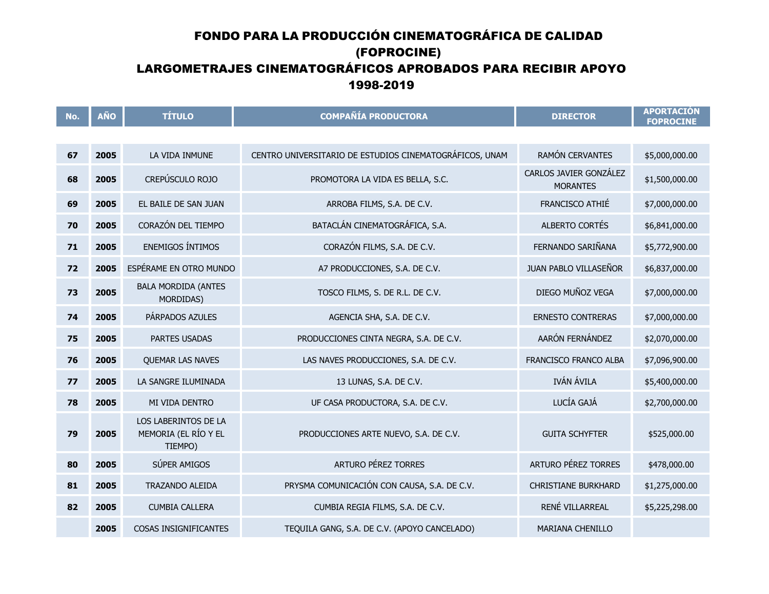# FONDO PARA LA PRODUCCIÓN CINEMATOGRÁFICA DE CALIDAD (FOPROCINE)

## LARGOMETRAJES CINEMATOGRÁFICOS APROBADOS PARA RECIBIR APOYO 1998-2019

| No. | AÑO | TÍTULO | COMPAÑÍA PRODUCTORA | DIRECTOR | APORTACIÓN FOPROCINE |
|---|---|---|---|---|---|
| 67 | 2005 | LA VIDA INMUNE | CENTRO UNIVERSITARIO DE ESTUDIOS CINEMATOGRÁFICOS, UNAM | RAMÓN CERVANTES | $5,000,000.00 |
| 68 | 2005 | CREPÚSCULO ROJO | PROMOTORA LA VIDA ES BELLA, S.C. | CARLOS JAVIER GONZÁLEZ MORANTES | $1,500,000.00 |
| 69 | 2005 | EL BAILE DE SAN JUAN | ARROBA FILMS, S.A. DE C.V. | FRANCISCO ATHIÉ | $7,000,000.00 |
| 70 | 2005 | CORAZÓN DEL TIEMPO | BATACLÁN CINEMATOGRÁFICA, S.A. | ALBERTO CORTÉS | $6,841,000.00 |
| 71 | 2005 | ENEMIGOS ÍNTIMOS | CORAZÓN FILMS, S.A. DE C.V. | FERNANDO SARIÑANA | $5,772,900.00 |
| 72 | 2005 | ESPÉRAME EN OTRO MUNDO | A7 PRODUCCIONES, S.A. DE C.V. | JUAN PABLO VILLASEÑOR | $6,837,000.00 |
| 73 | 2005 | BALA MORDIDA (ANTES MORDIDAS) | TOSCO FILMS, S. DE R.L. DE C.V. | DIEGO MUÑOZ VEGA | $7,000,000.00 |
| 74 | 2005 | PÁRPADOS AZULES | AGENCIA SHA, S.A. DE C.V. | ERNESTO CONTRERAS | $7,000,000.00 |
| 75 | 2005 | PARTES USADAS | PRODUCCIONES CINTA NEGRA, S.A. DE C.V. | AARÓN FERNÁNDEZ | $2,070,000.00 |
| 76 | 2005 | QUEMAR LAS NAVES | LAS NAVES PRODUCCIONES, S.A. DE C.V. | FRANCISCO FRANCO ALBA | $7,096,900.00 |
| 77 | 2005 | LA SANGRE ILUMINADA | 13 LUNAS, S.A. DE C.V. | IVÁN ÁVILA | $5,400,000.00 |
| 78 | 2005 | MI VIDA DENTRO | UF CASA PRODUCTORA, S.A. DE C.V. | LUCÍA GAJÁ | $2,700,000.00 |
| 79 | 2005 | LOS LABERINTOS DE LA MEMORIA (EL RÍO Y EL TIEMPO) | PRODUCCIONES ARTE NUEVO, S.A. DE C.V. | GUITA SCHYFTER | $525,000.00 |
| 80 | 2005 | SÚPER AMIGOS | ARTURO PÉREZ TORRES | ARTURO PÉREZ TORRES | $478,000.00 |
| 81 | 2005 | TRAZANDO ALEIDA | PRYSMA COMUNICACIÓN CON CAUSA, S.A. DE C.V. | CHRISTIANE BURKHARD | $1,275,000.00 |
| 82 | 2005 | CUMBIA CALLERA | CUMBIA REGIA FILMS, S.A. DE C.V. | RENÉ VILLARREAL | $5,225,298.00 |
| | 2005 | COSAS INSIGNIFICANTES | TEQUILA GANG, S.A. DE C.V. (APOYO CANCELADO) | MARIANA CHENILLO | |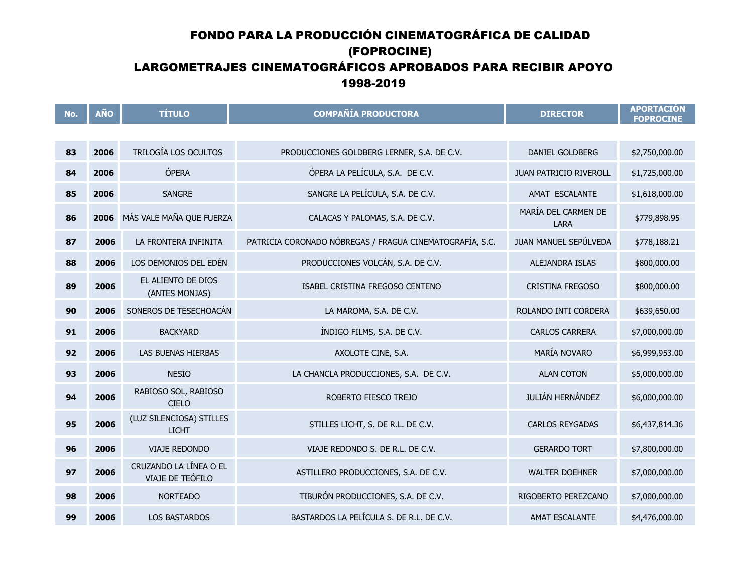# FONDO PARA LA PRODUCCIÓN CINEMATOGRÁFICA DE CALIDAD (FOPROCINE)
## LARGOMETRAJES CINEMATOGRÁFICOS APROBADOS PARA RECIBIR APOYO 1998-2019

| No. | AÑO | TÍTULO | COMPAÑÍA PRODUCTORA | DIRECTOR | APORTACIÓN FOPROCINE |
|---|---|---|---|---|---|
| 83 | 2006 | TRILOGÍA LOS OCULTOS | PRODUCCIONES GOLDBERG LERNER, S.A. DE C.V. | DANIEL GOLDBERG | $2,750,000.00 |
| 84 | 2006 | ÓPERA | ÓPERA LA PELÍCULA, S.A. DE C.V. | JUAN PATRICIO RIVEROLL | $1,725,000.00 |
| 85 | 2006 | SANGRE | SANGRE LA PELÍCULA, S.A. DE C.V. | AMAT ESCALANTE | $1,618,000.00 |
| 86 | 2006 | MÁS VALE MAÑA QUE FUERZA | CALACAS Y PALOMAS, S.A. DE C.V. | MARÍA DEL CARMEN DE LARA | $779,898.95 |
| 87 | 2006 | LA FRONTERA INFINITA | PATRICIA CORONADO NÓBREGAS / FRAGUA CINEMATOGRAFÍA, S.C. | JUAN MANUEL SEPÚLVEDA | $778,188.21 |
| 88 | 2006 | LOS DEMONIOS DEL EDÉN | PRODUCCIONES VOLCÁN, S.A. DE C.V. | ALEJANDRA ISLAS | $800,000.00 |
| 89 | 2006 | EL ALIENTO DE DIOS (ANTES MONJAS) | ISABEL CRISTINA FREGOSO CENTENO | CRISTINA FREGOSO | $800,000.00 |
| 90 | 2006 | SONEROS DE TESECHOACÁN | LA MAROMA, S.A. DE C.V. | ROLANDO INTI CORDERA | $639,650.00 |
| 91 | 2006 | BACKYARD | ÍNDIGO FILMS, S.A. DE C.V. | CARLOS CARRERA | $7,000,000.00 |
| 92 | 2006 | LAS BUENAS HIERBAS | AXOLOTE CINE, S.A. | MARÍA NOVARO | $6,999,953.00 |
| 93 | 2006 | NESIO | LA CHANCLA PRODUCCIONES, S.A. DE C.V. | ALAN COTON | $5,000,000.00 |
| 94 | 2006 | RABIOSO SOL, RABIOSO CIELO | ROBERTO FIESCO TREJO | JULIÁN HERNÁNDEZ | $6,000,000.00 |
| 95 | 2006 | (LUZ SILENCIOSA) STILLES LICHT | STILLES LICHT, S. DE R.L. DE C.V. | CARLOS REYGADAS | $6,437,814.36 |
| 96 | 2006 | VIAJE REDONDO | VIAJE REDONDO S. DE R.L. DE C.V. | GERARDO TORT | $7,800,000.00 |
| 97 | 2006 | CRUZANDO LA LÍNEA O EL VIAJE DE TEÓFILO | ASTILLERO PRODUCCIONES, S.A. DE C.V. | WALTER DOEHNER | $7,000,000.00 |
| 98 | 2006 | NORTEADO | TIBURÓN PRODUCCIONES, S.A. DE C.V. | RIGOBERTO PEREZCANO | $7,000,000.00 |
| 99 | 2006 | LOS BASTARDOS | BASTARDOS LA PELÍCULA S. DE R.L. DE C.V. | AMAT ESCALANTE | $4,476,000.00 |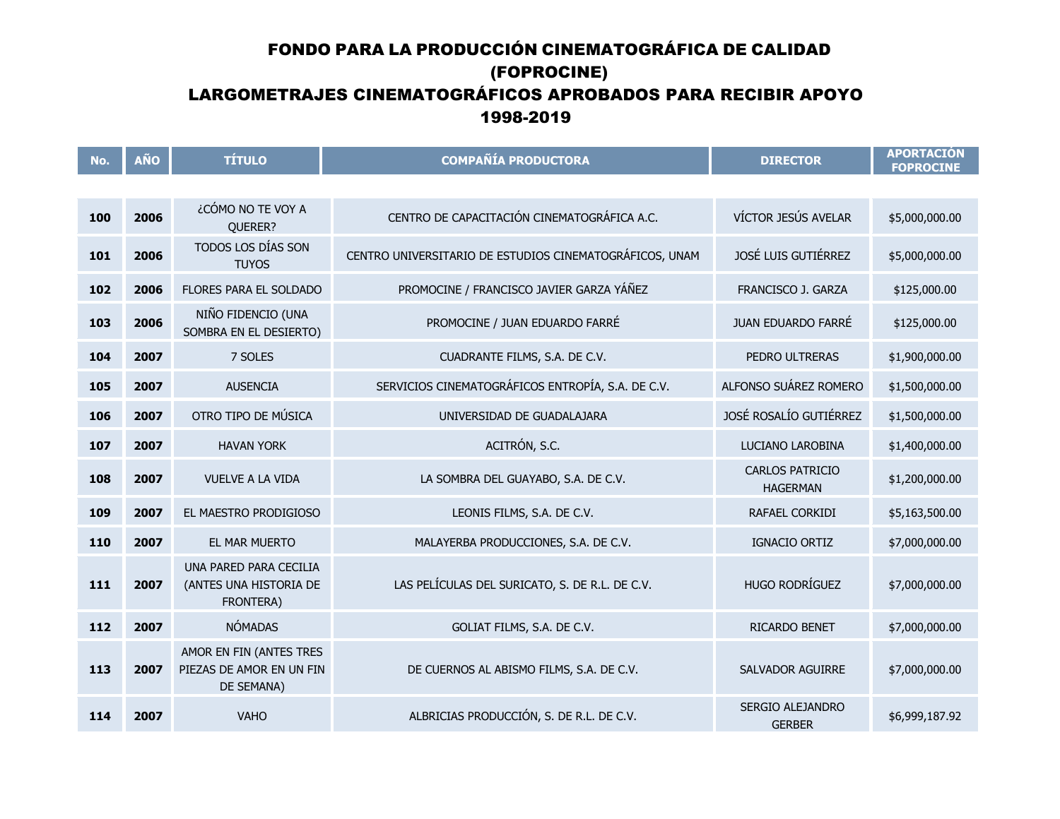# FONDO PARA LA PRODUCCIÓN CINEMATOGRÁFICA DE CALIDAD (FOPROCINE)

## LARGOMETRAJES CINEMATOGRÁFICOS APROBADOS PARA RECIBIR APOYO 1998-2019

| No. | AÑO | TÍTULO | COMPAÑÍA PRODUCTORA | DIRECTOR | APORTACIÓN FOPROCINE |
|---|---|---|---|---|---|
| 100 | 2006 | ¿CÓMO NO TE VOY A QUERER? | CENTRO DE CAPACITACIÓN CINEMATOGRÁFICA A.C. | VÍCTOR JESÚS AVELAR | $5,000,000.00 |
| 101 | 2006 | TODOS LOS DÍAS SON TUYOS | CENTRO UNIVERSITARIO DE ESTUDIOS CINEMATOGRÁFICOS, UNAM | JOSÉ LUIS GUTIÉRREZ | $5,000,000.00 |
| 102 | 2006 | FLORES PARA EL SOLDADO | PROMOCINE / FRANCISCO JAVIER GARZA YÁÑEZ | FRANCISCO J. GARZA | $125,000.00 |
| 103 | 2006 | NIÑO FIDENCIO (UNA SOMBRA EN EL DESIERTO) | PROMOCINE / JUAN EDUARDO FARRÉ | JUAN EDUARDO FARRÉ | $125,000.00 |
| 104 | 2007 | 7 SOLES | CUADRANTE FILMS, S.A. DE C.V. | PEDRO ULTRERAS | $1,900,000.00 |
| 105 | 2007 | AUSENCIA | SERVICIOS CINEMATOGRÁFICOS ENTROPÍA, S.A. DE C.V. | ALFONSO SUÁREZ ROMERO | $1,500,000.00 |
| 106 | 2007 | OTRO TIPO DE MÚSICA | UNIVERSIDAD DE GUADALAJARA | JOSÉ ROSALÍO GUTIÉRREZ | $1,500,000.00 |
| 107 | 2007 | HAVAN YORK | ACITRÓN, S.C. | LUCIANO LAROBINA | $1,400,000.00 |
| 108 | 2007 | VUELVE A LA VIDA | LA SOMBRA DEL GUAYABO, S.A. DE C.V. | CARLOS PATRICIO HAGERMAN | $1,200,000.00 |
| 109 | 2007 | EL MAESTRO PRODIGIOSO | LEONIS FILMS, S.A. DE C.V. | RAFAEL CORKIDI | $5,163,500.00 |
| 110 | 2007 | EL MAR MUERTO | MALAYERBA PRODUCCIONES, S.A. DE C.V. | IGNACIO ORTIZ | $7,000,000.00 |
| 111 | 2007 | UNA PARED PARA CECILIA (ANTES UNA HISTORIA DE FRONTERA) | LAS PELÍCULAS DEL SURICATO, S. DE R.L. DE C.V. | HUGO RODRÍGUEZ | $7,000,000.00 |
| 112 | 2007 | NÓMADAS | GOLIAT FILMS, S.A. DE C.V. | RICARDO BENET | $7,000,000.00 |
| 113 | 2007 | AMOR EN FIN (ANTES TRES PIEZAS DE AMOR EN UN FIN DE SEMANA) | DE CUERNOS AL ABISMO FILMS, S.A. DE C.V. | SALVADOR AGUIRRE | $7,000,000.00 |
| 114 | 2007 | VAHO | ALBRICIAS PRODUCCIÓN, S. DE R.L. DE C.V. | SERGIO ALEJANDRO GERBER | $6,999,187.92 |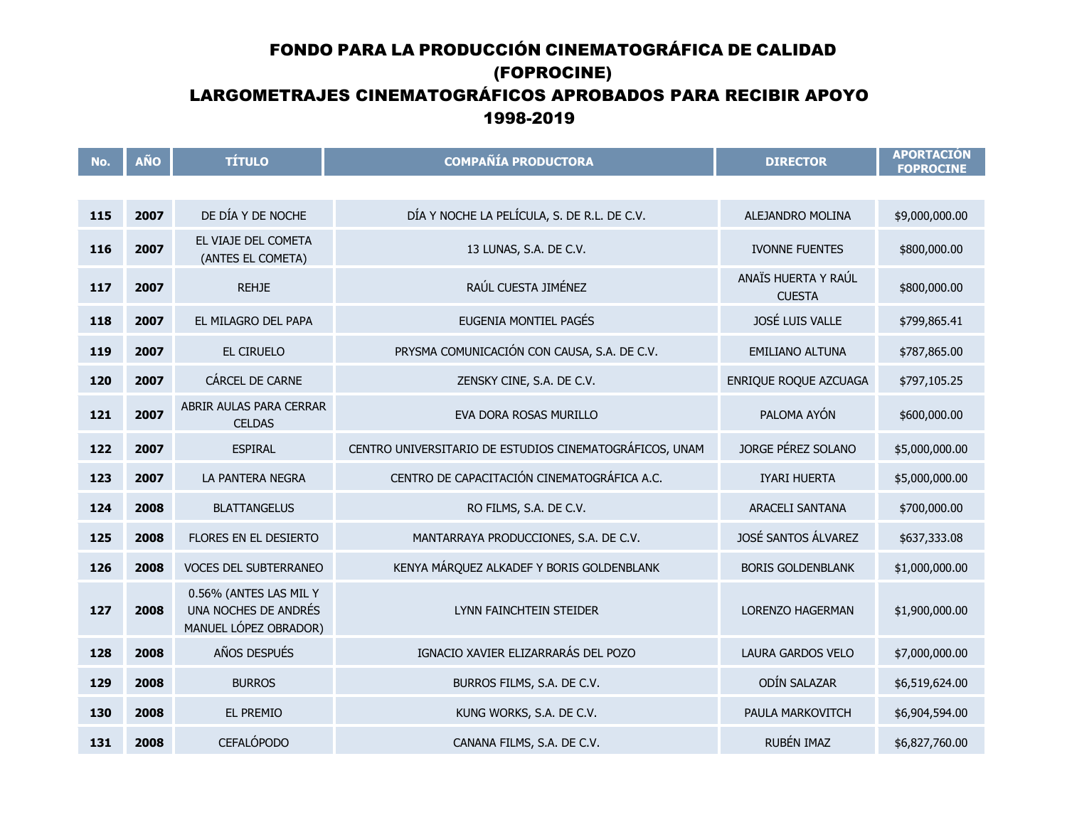# FONDO PARA LA PRODUCCIÓN CINEMATOGRÁFICA DE CALIDAD
# (FOPROCINE)
# LARGOMETRAJES CINEMATOGRÁFICOS APROBADOS PARA RECIBIR APOYO
# 1998-2019

| No. | AÑO | TÍTULO | COMPAÑÍA PRODUCTORA | DIRECTOR | APORTACIÓN FOPROCINE |
|---|---|---|---|---|---|
| 115 | 2007 | DE DÍA Y DE NOCHE | DÍA Y NOCHE LA PELÍCULA, S. DE R.L. DE C.V. | ALEJANDRO MOLINA | $9,000,000.00 |
| 116 | 2007 | EL VIAJE DEL COMETA (ANTES EL COMETA) | 13 LUNAS, S.A. DE C.V. | IVONNE FUENTES | $800,000.00 |
| 117 | 2007 | REHJE | RAÚL CUESTA JIMÉNEZ | ANAÏS HUERTA Y RAÚL CUESTA | $800,000.00 |
| 118 | 2007 | EL MILAGRO DEL PAPA | EUGENIA MONTIEL PAGÉS | JOSÉ LUIS VALLE | $799,865.41 |
| 119 | 2007 | EL CIRUELO | PRYSMA COMUNICACIÓN CON CAUSA, S.A. DE C.V. | EMILIANO ALTUNA | $787,865.00 |
| 120 | 2007 | CÁRCEL DE CARNE | ZENSKY CINE, S.A. DE C.V. | ENRIQUE ROQUE AZCUAGA | $797,105.25 |
| 121 | 2007 | ABRIR AULAS PARA CERRAR CELDAS | EVA DORA ROSAS MURILLO | PALOMA AYÓN | $600,000.00 |
| 122 | 2007 | ESPIRAL | CENTRO UNIVERSITARIO DE ESTUDIOS CINEMATOGRÁFICOS, UNAM | JORGE PÉREZ SOLANO | $5,000,000.00 |
| 123 | 2007 | LA PANTERA NEGRA | CENTRO DE CAPACITACIÓN CINEMATOGRÁFICA A.C. | IYARI HUERTA | $5,000,000.00 |
| 124 | 2008 | BLATTANGELUS | RO FILMS, S.A. DE C.V. | ARACELI SANTANA | $700,000.00 |
| 125 | 2008 | FLORES EN EL DESIERTO | MANTARRAYA PRODUCCIONES, S.A. DE C.V. | JOSÉ SANTOS ÁLVAREZ | $637,333.08 |
| 126 | 2008 | VOCES DEL SUBTERRANEO | KENYA MÁRQUEZ ALKADEF Y BORIS GOLDENBLANK | BORIS GOLDENBLANK | $1,000,000.00 |
| 127 | 2008 | 0.56% (ANTES LAS MIL Y UNA NOCHES DE ANDRÉS MANUEL LÓPEZ OBRADOR) | LYNN FAINCHTEIN STEIDER | LORENZO HAGERMAN | $1,900,000.00 |
| 128 | 2008 | AÑOS DESPUÉS | IGNACIO XAVIER ELIZARRARÁS DEL POZO | LAURA GARDOS VELO | $7,000,000.00 |
| 129 | 2008 | BURROS | BURROS FILMS, S.A. DE C.V. | ODÍN SALAZAR | $6,519,624.00 |
| 130 | 2008 | EL PREMIO | KUNG WORKS, S.A. DE C.V. | PAULA MARKOVITCH | $6,904,594.00 |
| 131 | 2008 | CEFALÓPODO | CANANA FILMS, S.A. DE C.V. | RUBÉN IMAZ | $6,827,760.00 |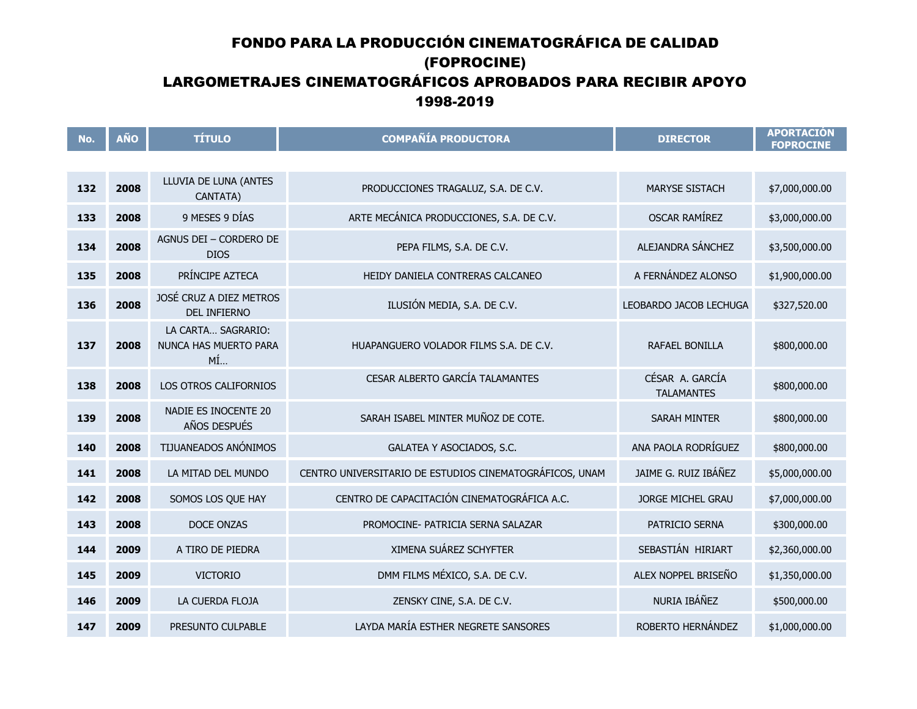# FONDO PARA LA PRODUCCIÓN CINEMATOGRÁFICA DE CALIDAD (FOPROCINE)
# LARGOMETRAJES CINEMATOGRÁFICOS APROBADOS PARA RECIBIR APOYO 1998-2019

| No. | AÑO | TÍTULO | COMPAÑÍA PRODUCTORA | DIRECTOR | APORTACIÓN FOPROCINE |
|---|---|---|---|---|---|
| 132 | 2008 | LLUVIA DE LUNA (ANTES CANTATA) | PRODUCCIONES TRAGALUZ, S.A. DE C.V. | MARYSE SISTACH | $7,000,000.00 |
| 133 | 2008 | 9 MESES 9 DÍAS | ARTE MECÁNICA PRODUCCIONES, S.A. DE C.V. | OSCAR RAMÍREZ | $3,000,000.00 |
| 134 | 2008 | AGNUS DEI – CORDERO DE DIOS | PEPA FILMS, S.A. DE C.V. | ALEJANDRA SÁNCHEZ | $3,500,000.00 |
| 135 | 2008 | PRÍNCIPE AZTECA | HEIDY DANIELA CONTRERAS CALCANEO | A FERNÁNDEZ ALONSO | $1,900,000.00 |
| 136 | 2008 | JOSÉ CRUZ A DIEZ METROS DEL INFIERNO | ILUSIÓN MEDIA, S.A. DE C.V. | LEOBARDO JACOB LECHUGA | $327,520.00 |
| 137 | 2008 | LA CARTA… SAGRARIO: NUNCA HAS MUERTO PARA MÍ… | HUAPANGUERO VOLADOR FILMS S.A. DE C.V. | RAFAEL BONILLA | $800,000.00 |
| 138 | 2008 | LOS OTROS CALIFORNIOS | CESAR ALBERTO GARCÍA TALAMANTES | CÉSAR A. GARCÍA TALAMANTES | $800,000.00 |
| 139 | 2008 | NADIE ES INOCENTE 20 AÑOS DESPUÉS | SARAH ISABEL MINTER MUÑOZ DE COTE. | SARAH MINTER | $800,000.00 |
| 140 | 2008 | TIJUANEADOS ANÓNIMOS | GALATEA Y ASOCIADOS, S.C. | ANA PAOLA RODRÍGUEZ | $800,000.00 |
| 141 | 2008 | LA MITAD DEL MUNDO | CENTRO UNIVERSITARIO DE ESTUDIOS CINEMATOGRÁFICOS, UNAM | JAIME G. RUIZ IBÁÑEZ | $5,000,000.00 |
| 142 | 2008 | SOMOS LOS QUE HAY | CENTRO DE CAPACITACIÓN CINEMATOGRÁFICA A.C. | JORGE MICHEL GRAU | $7,000,000.00 |
| 143 | 2008 | DOCE ONZAS | PROMOCINE- PATRICIA SERNA SALAZAR | PATRICIO SERNA | $300,000.00 |
| 144 | 2009 | A TIRO DE PIEDRA | XIMENA SUÁREZ SCHYFTER | SEBASTIÁN HIRIART | $2,360,000.00 |
| 145 | 2009 | VICTORIO | DMM FILMS MÉXICO, S.A. DE C.V. | ALEX NOPPEL BRISEÑO | $1,350,000.00 |
| 146 | 2009 | LA CUERDA FLOJA | ZENSKY CINE, S.A. DE C.V. | NURIA IBÁÑEZ | $500,000.00 |
| 147 | 2009 | PRESUNTO CULPABLE | LAYDA MARÍA ESTHER NEGRETE SANSORES | ROBERTO HERNÁNDEZ | $1,000,000.00 |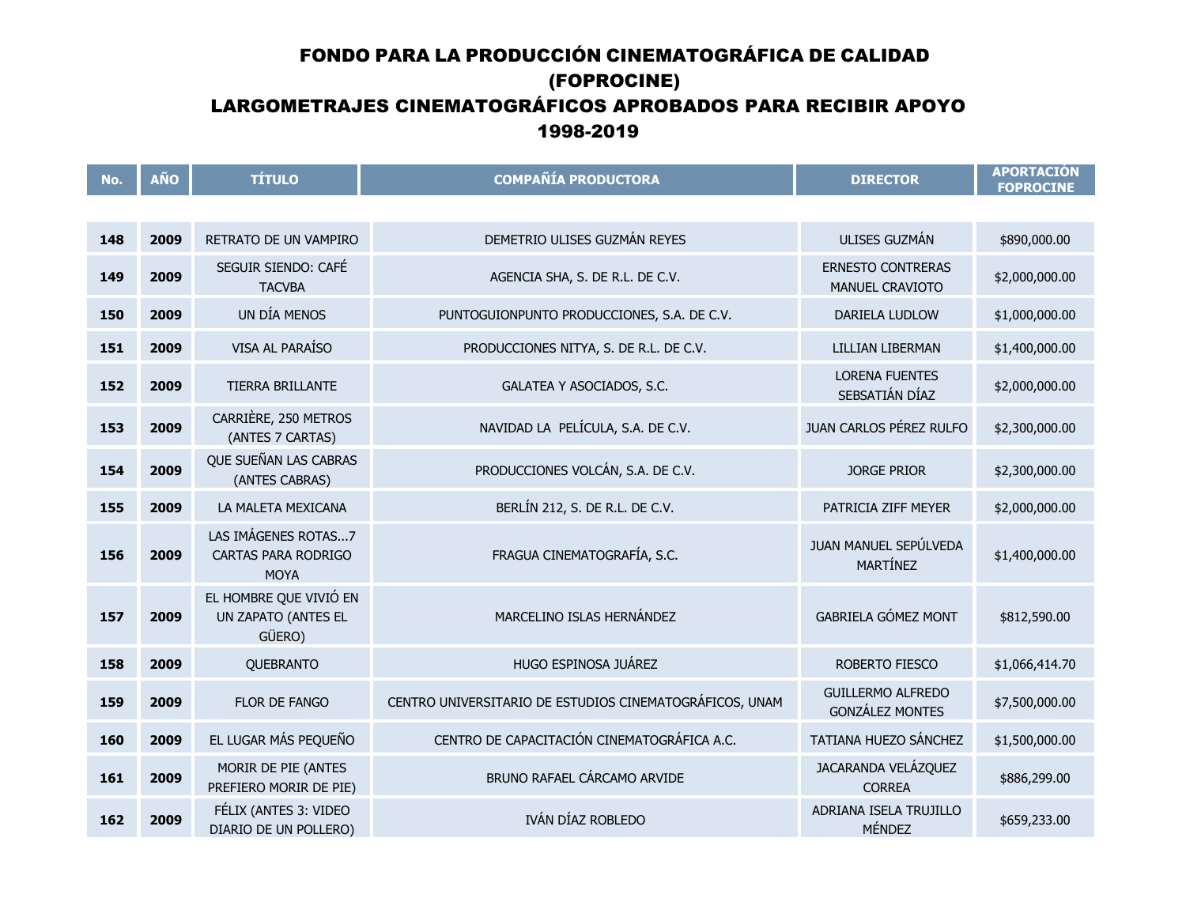# FONDO PARA LA PRODUCCIÓN CINEMATOGRÁFICA DE CALIDAD (FOPROCINE)

## LARGOMETRAJES CINEMATOGRÁFICOS APROBADOS PARA RECIBIR APOYO 1998-2019

| No. | AÑO | TÍTULO | COMPAÑÍA PRODUCTORA | DIRECTOR | APORTACIÓN FOPROCINE |
|---|---|---|---|---|---|
| 148 | 2009 | RETRATO DE UN VAMPIRO | DEMETRIO ULISES GUZMÁN REYES | ULISES GUZMÁN | $890,000.00 |
| 149 | 2009 | SEGUIR SIENDO: CAFÉ TACVBA | AGENCIA SHA, S. DE R.L. DE C.V. | ERNESTO CONTRERAS MANUEL CRAVIOTO | $2,000,000.00 |
| 150 | 2009 | UN DÍA MENOS | PUNTOGUIONPUNTO PRODUCCIONES, S.A. DE C.V. | DARIELA LUDLOW | $1,000,000.00 |
| 151 | 2009 | VISA AL PARAÍSO | PRODUCCIONES NITYA, S. DE R.L. DE C.V. | LILLIAN LIBERMAN | $1,400,000.00 |
| 152 | 2009 | TIERRA BRILLANTE | GALATEA Y ASOCIADOS, S.C. | LORENA FUENTES SEBSATIÁN DÍAZ | $2,000,000.00 |
| 153 | 2009 | CARRIÈRE, 250 METROS (ANTES 7 CARTAS) | NAVIDAD LA PELÍCULA, S.A. DE C.V. | JUAN CARLOS PÉREZ RULFO | $2,300,000.00 |
| 154 | 2009 | QUE SUEÑAN LAS CABRAS (ANTES CABRAS) | PRODUCCIONES VOLCÁN, S.A. DE C.V. | JORGE PRIOR | $2,300,000.00 |
| 155 | 2009 | LA MALETA MEXICANA | BERLÍN 212, S. DE R.L. DE C.V. | PATRICIA ZIFF MEYER | $2,000,000.00 |
| 156 | 2009 | LAS IMÁGENES ROTAS...7 CARTAS PARA RODRIGO MOYA | FRAGUA CINEMATOGRAFÍA, S.C. | JUAN MANUEL SEPÚLVEDA MARTÍNEZ | $1,400,000.00 |
| 157 | 2009 | EL HOMBRE QUE VIVIÓ EN UN ZAPATO (ANTES EL GÜERO) | MARCELINO ISLAS HERNÁNDEZ | GABRIELA GÓMEZ MONT | $812,590.00 |
| 158 | 2009 | QUEBRANTO | HUGO ESPINOSA JUÁREZ | ROBERTO FIESCO | $1,066,414.70 |
| 159 | 2009 | FLOR DE FANGO | CENTRO UNIVERSITARIO DE ESTUDIOS CINEMATOGRÁFICOS, UNAM | GUILLERMO ALFREDO GONZÁLEZ MONTES | $7,500,000.00 |
| 160 | 2009 | EL LUGAR MÁS PEQUEÑO | CENTRO DE CAPACITACIÓN CINEMATOGRÁFICA A.C. | TATIANA HUEZO SÁNCHEZ | $1,500,000.00 |
| 161 | 2009 | MORIR DE PIE (ANTES PREFIERO MORIR DE PIE) | BRUNO RAFAEL CÁRCAMO ARVIDE | JACARANDA VELÁZQUEZ CORREA | $886,299.00 |
| 162 | 2009 | FÉLIX (ANTES 3: VIDEO DIARIO DE UN POLLERO) | IVÁN DÍAZ ROBLEDO | ADRIANA ISELA TRUJILLO MÉNDEZ | $659,233.00 |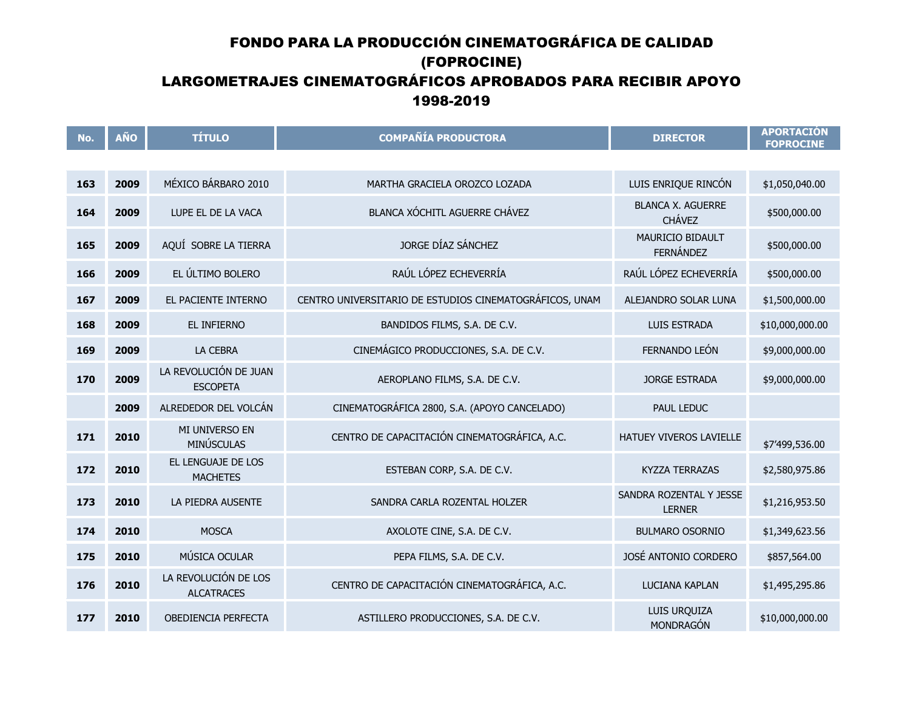# FONDO PARA LA PRODUCCIÓN CINEMATOGRÁFICA DE CALIDAD (FOPROCINE)

## LARGOMETRAJES CINEMATOGRÁFICOS APROBADOS PARA RECIBIR APOYO 1998-2019

| No. | AÑO | TÍTULO | COMPAÑÍA PRODUCTORA | DIRECTOR | APORTACIÓN FOPROCINE |
|---|---|---|---|---|---|
| 163 | 2009 | MÉXICO BÁRBARO 2010 | MARTHA GRACIELA OROZCO LOZADA | LUIS ENRIQUE RINCÓN | $1,050,040.00 |
| 164 | 2009 | LUPE EL DE LA VACA | BLANCA XÓCHITL AGUERRE CHÁVEZ | BLANCA X. AGUERRE CHÁVEZ | $500,000.00 |
| 165 | 2009 | AQUÍ SOBRE LA TIERRA | JORGE DÍAZ SÁNCHEZ | MAURICIO BIDAULT FERNÁNDEZ | $500,000.00 |
| 166 | 2009 | EL ÚLTIMO BOLERO | RAÚL LÓPEZ ECHEVERRÍA | RAÚL LÓPEZ ECHEVERRÍA | $500,000.00 |
| 167 | 2009 | EL PACIENTE INTERNO | CENTRO UNIVERSITARIO DE ESTUDIOS CINEMATOGRÁFICOS, UNAM | ALEJANDRO SOLAR LUNA | $1,500,000.00 |
| 168 | 2009 | EL INFIERNO | BANDIDOS FILMS, S.A. DE C.V. | LUIS ESTRADA | $10,000,000.00 |
| 169 | 2009 | LA CEBRA | CINEMÁGICO PRODUCCIONES, S.A. DE C.V. | FERNANDO LEÓN | $9,000,000.00 |
| 170 | 2009 | LA REVOLUCIÓN DE JUAN ESCOPETA | AEROPLANO FILMS, S.A. DE C.V. | JORGE ESTRADA | $9,000,000.00 |
| | 2009 | ALREDEDOR DEL VOLCÁN | CINEMATOGRÁFICA 2800, S.A. (APOYO CANCELADO) | PAUL LEDUC | |
| 171 | 2010 | MI UNIVERSO EN MINÚSCULAS | CENTRO DE CAPACITACIÓN CINEMATOGRÁFICA, A.C. | HATUEY VIVEROS LAVIELLE | $7'499,536.00 |
| 172 | 2010 | EL LENGUAJE DE LOS MACHETES | ESTEBAN CORP, S.A. DE C.V. | KYZZA TERRAZAS | $2,580,975.86 |
| 173 | 2010 | LA PIEDRA AUSENTE | SANDRA CARLA ROZENTAL HOLZER | SANDRA ROZENTAL Y JESSE LERNER | $1,216,953.50 |
| 174 | 2010 | MOSCA | AXOLOTE CINE, S.A. DE C.V. | BULMARO OSORNIO | $1,349,623.56 |
| 175 | 2010 | MÚSICA OCULAR | PEPA FILMS, S.A. DE C.V. | JOSÉ ANTONIO CORDERO | $857,564.00 |
| 176 | 2010 | LA REVOLUCIÓN DE LOS ALCATRACES | CENTRO DE CAPACITACIÓN CINEMATOGRÁFICA, A.C. | LUCIANA KAPLAN | $1,495,295.86 |
| 177 | 2010 | OBEDIENCIA PERFECTA | ASTILLERO PRODUCCIONES, S.A. DE C.V. | LUIS URQUIZA MONDRAGÓN | $10,000,000.00 |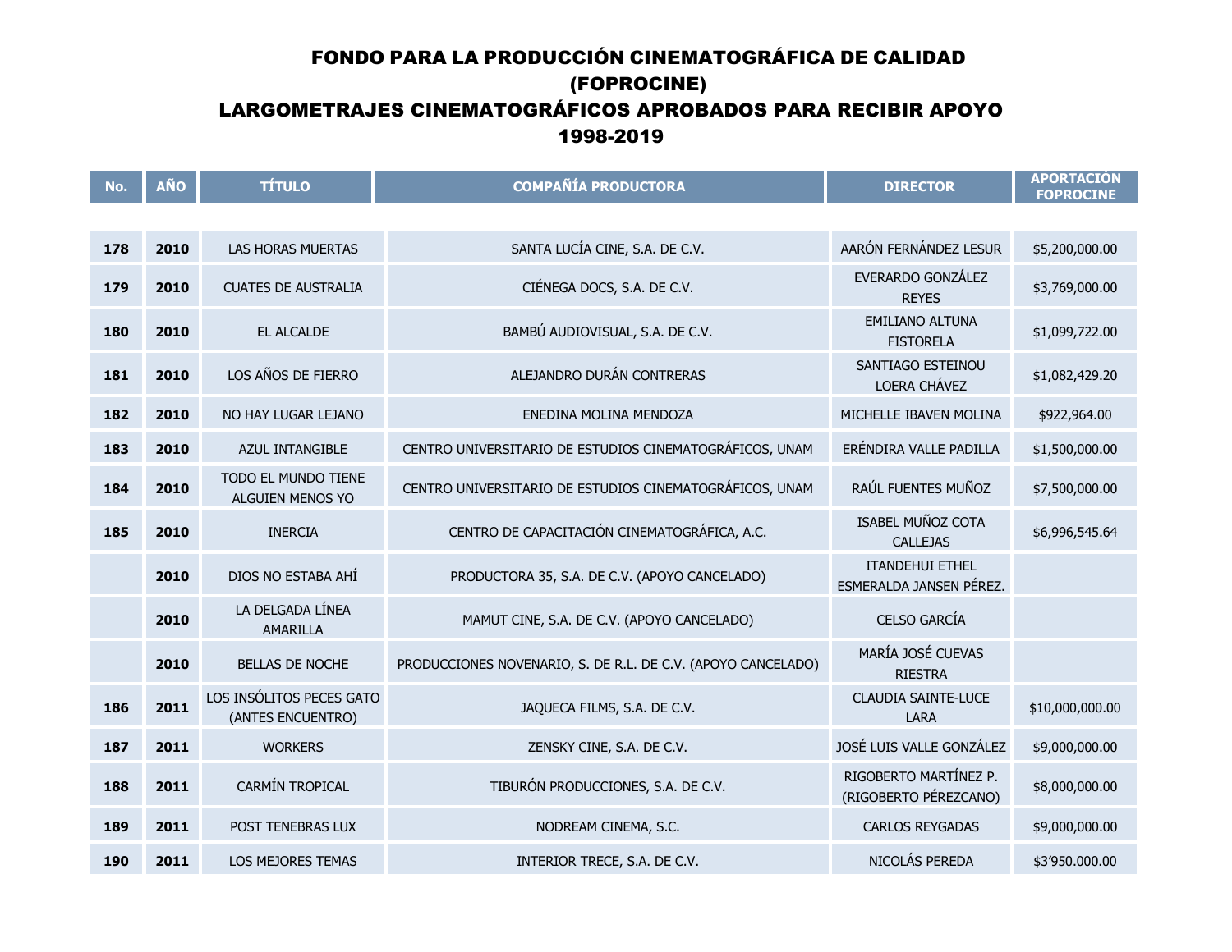# FONDO PARA LA PRODUCCIÓN CINEMATOGRÁFICA DE CALIDAD (FOPROCINE)

# LARGOMETRAJES CINEMATOGRÁFICOS APROBADOS PARA RECIBIR APOYO 1998-2019

| No. | AÑO | TÍTULO | COMPAÑÍA PRODUCTORA | DIRECTOR | APORTACIÓN FOPROCINE |
|---|---|---|---|---|---|
| 178 | 2010 | LAS HORAS MUERTAS | SANTA LUCÍA CINE, S.A. DE C.V. | AARÓN FERNÁNDEZ LESUR | $5,200,000.00 |
| 179 | 2010 | CUATES DE AUSTRALIA | CIÉNEGA DOCS, S.A. DE C.V. | EVERARDO GONZÁLEZ REYES | $3,769,000.00 |
| 180 | 2010 | EL ALCALDE | BAMBÚ AUDIOVISUAL, S.A. DE C.V. | EMILIANO ALTUNA FISTORELA | $1,099,722.00 |
| 181 | 2010 | LOS AÑOS DE FIERRO | ALEJANDRO DURÁN CONTRERAS | SANTIAGO ESTEINOU LOERA CHÁVEZ | $1,082,429.20 |
| 182 | 2010 | NO HAY LUGAR LEJANO | ENEDINA MOLINA MENDOZA | MICHELLE IBAVEN MOLINA | $922,964.00 |
| 183 | 2010 | AZUL INTANGIBLE | CENTRO UNIVERSITARIO DE ESTUDIOS CINEMATOGRÁFICOS, UNAM | ERÉNDIRA VALLE PADILLA | $1,500,000.00 |
| 184 | 2010 | TODO EL MUNDO TIENE ALGUIEN MENOS YO | CENTRO UNIVERSITARIO DE ESTUDIOS CINEMATOGRÁFICOS, UNAM | RAÚL FUENTES MUÑOZ | $7,500,000.00 |
| 185 | 2010 | INERCIA | CENTRO DE CAPACITACIÓN CINEMATOGRÁFICA, A.C. | ISABEL MUÑOZ COTA CALLEJAS | $6,996,545.64 |
| | 2010 | DIOS NO ESTABA AHÍ | PRODUCTORA 35, S.A. DE C.V. (APOYO CANCELADO) | ITANDEHUI ETHEL ESMERALDA JANSEN PÉREZ. | |
| | 2010 | LA DELGADA LÍNEA AMARILLA | MAMUT CINE, S.A. DE C.V. (APOYO CANCELADO) | CELSO GARCÍA | |
| | 2010 | BELLAS DE NOCHE | PRODUCCIONES NOVENARIO, S. DE R.L. DE C.V. (APOYO CANCELADO) | MARÍA JOSÉ CUEVAS RIESTRA | |
| 186 | 2011 | LOS INSÓLITOS PECES GATO (ANTES ENCUENTRO) | JAQUECA FILMS, S.A. DE C.V. | CLAUDIA SAINTE-LUCE LARA | $10,000,000.00 |
| 187 | 2011 | WORKERS | ZENSKY CINE, S.A. DE C.V. | JOSÉ LUIS VALLE GONZÁLEZ | $9,000,000.00 |
| 188 | 2011 | CARMÍN TROPICAL | TIBURÓN PRODUCCIONES, S.A. DE C.V. | RIGOBERTO MARTÍNEZ P. (RIGOBERTO PÉREZCANO) | $8,000,000.00 |
| 189 | 2011 | POST TENEBRAS LUX | NODREAM CINEMA, S.C. | CARLOS REYGADAS | $9,000,000.00 |
| 190 | 2011 | LOS MEJORES TEMAS | INTERIOR TRECE, S.A. DE C.V. | NICOLÁS PEREDA | $3'950.000.00 |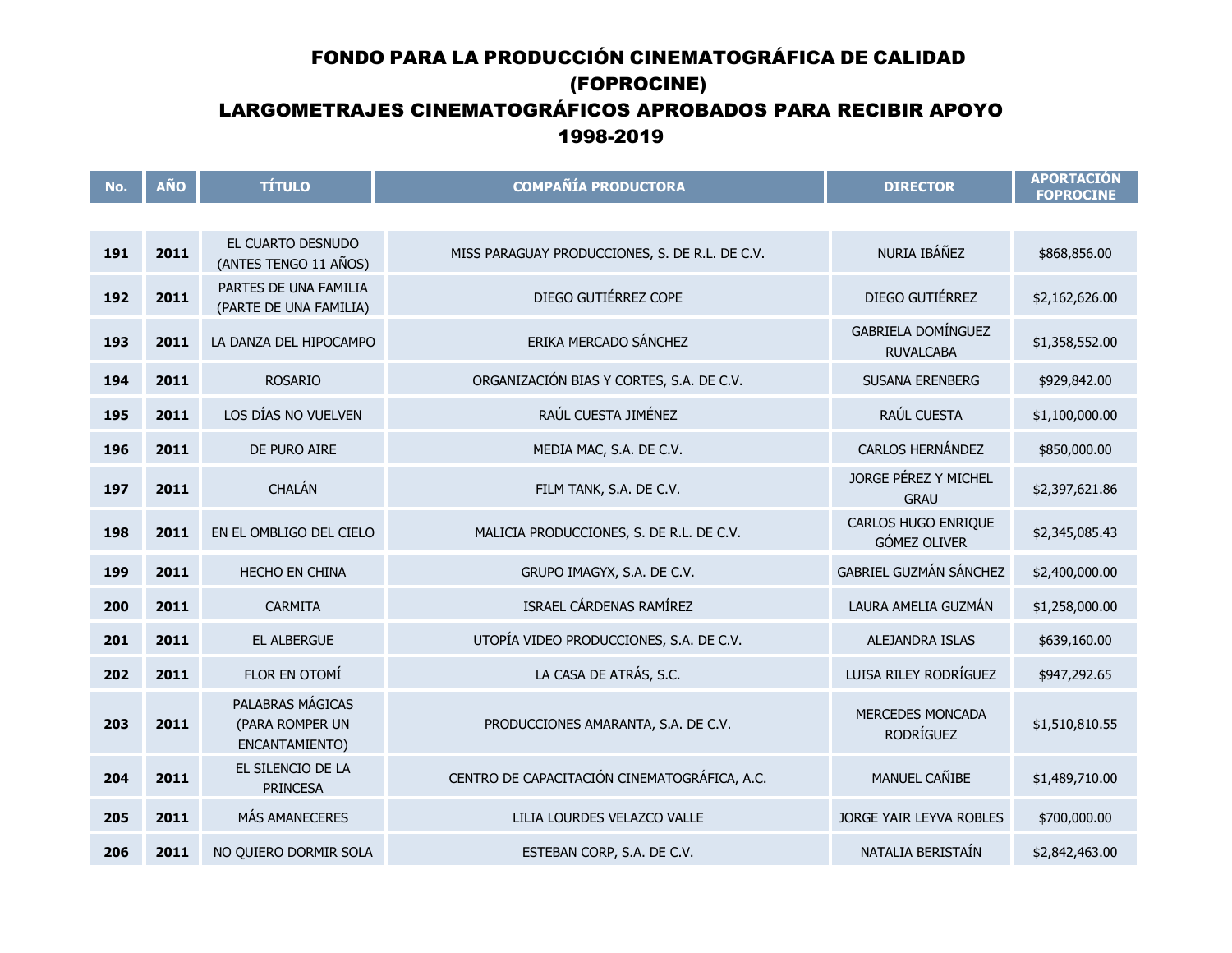# FONDO PARA LA PRODUCCIÓN CINEMATOGRÁFICA DE CALIDAD (FOPROCINE)

# LARGOMETRAJES CINEMATOGRÁFICOS APROBADOS PARA RECIBIR APOYO 1998-2019

| No. | AÑO | TÍTULO | COMPAÑÍA PRODUCTORA | DIRECTOR | APORTACIÓN FOPROCINE |
|---|---|---|---|---|---|
| 191 | 2011 | EL CUARTO DESNUDO (ANTES TENGO 11 AÑOS) | MISS PARAGUAY PRODUCCIONES, S. DE R.L. DE C.V. | NURIA IBÁÑEZ | $868,856.00 |
| 192 | 2011 | PARTES DE UNA FAMILIA (PARTE DE UNA FAMILIA) | DIEGO GUTIÉRREZ COPE | DIEGO GUTIÉRREZ | $2,162,626.00 |
| 193 | 2011 | LA DANZA DEL HIPOCAMPO | ERIKA MERCADO SÁNCHEZ | GABRIELA DOMÍNGUEZ RUVALCABA | $1,358,552.00 |
| 194 | 2011 | ROSARIO | ORGANIZACIÓN BIAS Y CORTES, S.A. DE C.V. | SUSANA ERENBERG | $929,842.00 |
| 195 | 2011 | LOS DÍAS NO VUELVEN | RAÚL CUESTA JIMÉNEZ | RAÚL CUESTA | $1,100,000.00 |
| 196 | 2011 | DE PURO AIRE | MEDIA MAC, S.A. DE C.V. | CARLOS HERNÁNDEZ | $850,000.00 |
| 197 | 2011 | CHALÁN | FILM TANK, S.A. DE C.V. | JORGE PÉREZ Y MICHEL GRAU | $2,397,621.86 |
| 198 | 2011 | EN EL OMBLIGO DEL CIELO | MALICIA PRODUCCIONES, S. DE R.L. DE C.V. | CARLOS HUGO ENRIQUE GÓMEZ OLIVER | $2,345,085.43 |
| 199 | 2011 | HECHO EN CHINA | GRUPO IMAGYX, S.A. DE C.V. | GABRIEL GUZMÁN SÁNCHEZ | $2,400,000.00 |
| 200 | 2011 | CARMITA | ISRAEL CÁRDENAS RAMÍREZ | LAURA AMELIA GUZMÁN | $1,258,000.00 |
| 201 | 2011 | EL ALBERGUE | UTOPÍA VIDEO PRODUCCIONES, S.A. DE C.V. | ALEJANDRA ISLAS | $639,160.00 |
| 202 | 2011 | FLOR EN OTOMÍ | LA CASA DE ATRÁS, S.C. | LUISA RILEY RODRÍGUEZ | $947,292.65 |
| 203 | 2011 | PALABRAS MÁGICAS (PARA ROMPER UN ENCANTAMIENTO) | PRODUCCIONES AMARANTA, S.A. DE C.V. | MERCEDES MONCADA RODRÍGUEZ | $1,510,810.55 |
| 204 | 2011 | EL SILENCIO DE LA PRINCESA | CENTRO DE CAPACITACIÓN CINEMATOGRÁFICA, A.C. | MANUEL CAÑIBE | $1,489,710.00 |
| 205 | 2011 | MÁS AMANECERES | LILIA LOURDES VELAZCO VALLE | JORGE YAIR LEYVA ROBLES | $700,000.00 |
| 206 | 2011 | NO QUIERO DORMIR SOLA | ESTEBAN CORP, S.A. DE C.V. | NATALIA BERISTAÍN | $2,842,463.00 |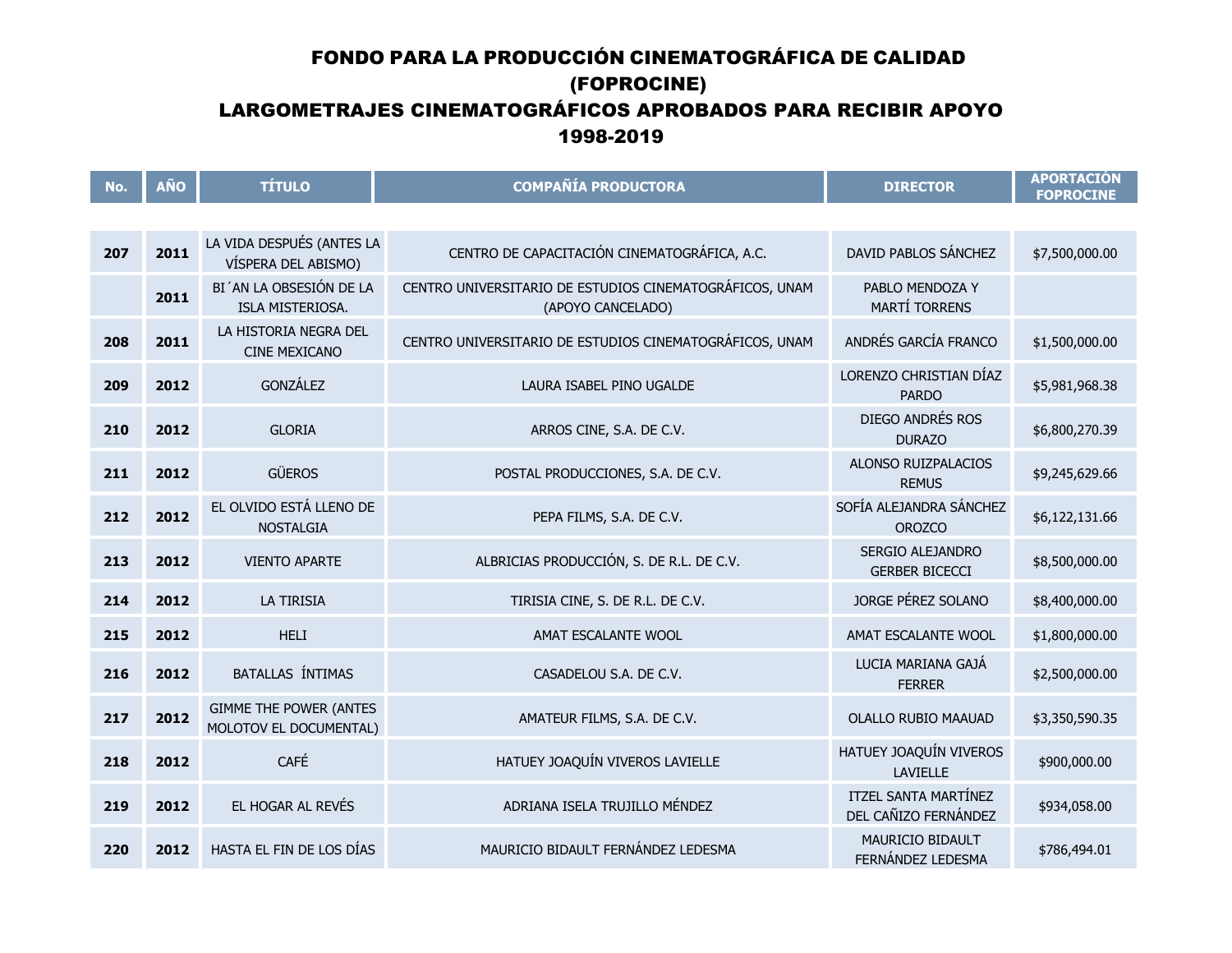# FONDO PARA LA PRODUCCIÓN CINEMATOGRÁFICA DE CALIDAD
# (FOPROCINE)
# LARGOMETRAJES CINEMATOGRÁFICOS APROBADOS PARA RECIBIR APOYO
# 1998-2019

| No. | AÑO | TÍTULO | COMPAÑÍA PRODUCTORA | DIRECTOR | APORTACIÓN FOPROCINE |
|---|---|---|---|---|---|
| 207 | 2011 | LA VIDA DESPUÉS (ANTES LA VÍSPERA DEL ABISMO) | CENTRO DE CAPACITACIÓN CINEMATOGRÁFICA, A.C. | DAVID PABLOS SÁNCHEZ | $7,500,000.00 |
| | 2011 | BI´AN LA OBSESIÓN DE LA ISLA MISTERIOSA. | CENTRO UNIVERSITARIO DE ESTUDIOS CINEMATOGRÁFICOS, UNAM (APOYO CANCELADO) | PABLO MENDOZA Y MARTÍ TORRENS | |
| 208 | 2011 | LA HISTORIA NEGRA DEL CINE MEXICANO | CENTRO UNIVERSITARIO DE ESTUDIOS CINEMATOGRÁFICOS, UNAM | ANDRÉS GARCÍA FRANCO | $1,500,000.00 |
| 209 | 2012 | GONZÁLEZ | LAURA ISABEL PINO UGALDE | LORENZO CHRISTIAN DÍAZ PARDO | $5,981,968.38 |
| 210 | 2012 | GLORIA | ARROS CINE, S.A. DE C.V. | DIEGO ANDRÉS ROS DURAZO | $6,800,270.39 |
| 211 | 2012 | GÜEROS | POSTAL PRODUCCIONES, S.A. DE C.V. | ALONSO RUIZPALACIOS REMUS | $9,245,629.66 |
| 212 | 2012 | EL OLVIDO ESTÁ LLENO DE NOSTALGIA | PEPA FILMS, S.A. DE C.V. | SOFÍA ALEJANDRA SÁNCHEZ OROZCO | $6,122,131.66 |
| 213 | 2012 | VIENTO APARTE | ALBRICIAS PRODUCCIÓN, S. DE R.L. DE C.V. | SERGIO ALEJANDRO GERBER BICECCI | $8,500,000.00 |
| 214 | 2012 | LA TIRISIA | TIRISIA CINE, S. DE R.L. DE C.V. | JORGE PÉREZ SOLANO | $8,400,000.00 |
| 215 | 2012 | HELI | AMAT ESCALANTE WOOL | AMAT ESCALANTE WOOL | $1,800,000.00 |
| 216 | 2012 | BATALLAS ÍNTIMAS | CASADELOU S.A. DE C.V. | LUCIA MARIANA GAJÁ FERRER | $2,500,000.00 |
| 217 | 2012 | GIMME THE POWER (ANTES MOLOTOV EL DOCUMENTAL) | AMATEUR FILMS, S.A. DE C.V. | OLALLO RUBIO MAAUAD | $3,350,590.35 |
| 218 | 2012 | CAFÉ | HATUEY JOAQUÍN VIVEROS LAVIELLE | HATUEY JOAQUÍN VIVEROS LAVIELLE | $900,000.00 |
| 219 | 2012 | EL HOGAR AL REVÉS | ADRIANA ISELA TRUJILLO MÉNDEZ | ITZEL SANTA MARTÍNEZ DEL CAÑIZO FERNÁNDEZ | $934,058.00 |
| 220 | 2012 | HASTA EL FIN DE LOS DÍAS | MAURICIO BIDAULT FERNÁNDEZ LEDESMA | MAURICIO BIDAULT FERNÁNDEZ LEDESMA | $786,494.01 |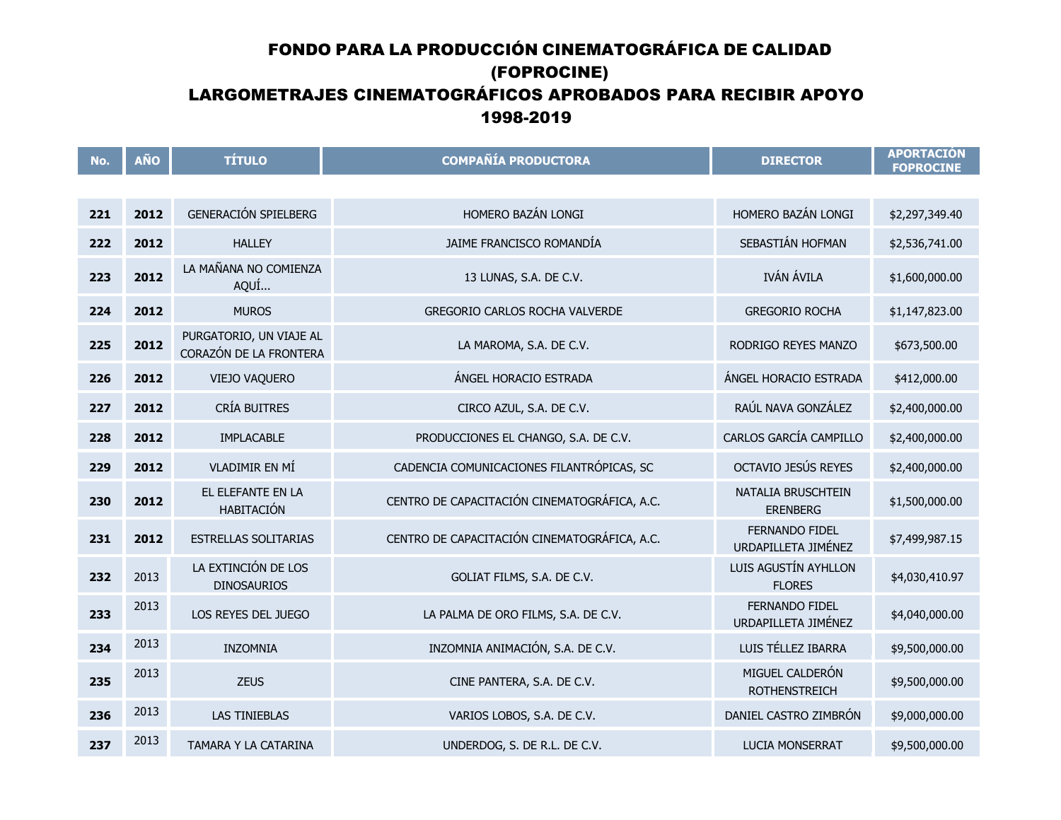# FONDO PARA LA PRODUCCIÓN CINEMATOGRÁFICA DE CALIDAD (FOPROCINE)

# LARGOMETRAJES CINEMATOGRÁFICOS APROBADOS PARA RECIBIR APOYO 1998-2019

| No. | AÑO | TÍTULO | COMPAÑÍA PRODUCTORA | DIRECTOR | APORTACIÓN FOPROCINE |
|---|---|---|---|---|---|
| **221** | **2012** | GENERACIÓN SPIELBERG | HOMERO BAZÁN LONGI | HOMERO BAZÁN LONGI | $2,297,349.40 |
| **222** | **2012** | HALLEY | JAIME FRANCISCO ROMANDÍA | SEBASTIÁN HOFMAN | $2,536,741.00 |
| **223** | **2012** | LA MAÑANA NO COMIENZA AQUÍ... | 13 LUNAS, S.A. DE C.V. | IVÁN ÁVILA | $1,600,000.00 |
| **224** | **2012** | MUROS | GREGORIO CARLOS ROCHA VALVERDE | GREGORIO ROCHA | $1,147,823.00 |
| **225** | **2012** | PURGATORIO, UN VIAJE AL CORAZÓN DE LA FRONTERA | LA MAROMA, S.A. DE C.V. | RODRIGO REYES MANZO | $673,500.00 |
| **226** | **2012** | VIEJO VAQUERO | ÁNGEL HORACIO ESTRADA | ÁNGEL HORACIO ESTRADA | $412,000.00 |
| **227** | **2012** | CRÍA BUITRES | CIRCO AZUL, S.A. DE C.V. | RAÚL NAVA GONZÁLEZ | $2,400,000.00 |
| **228** | **2012** | IMPLACABLE | PRODUCCIONES EL CHANGO, S.A. DE C.V. | CARLOS GARCÍA CAMPILLO | $2,400,000.00 |
| **229** | **2012** | VLADIMIR EN MÍ | CADENCIA COMUNICACIONES FILANTRÓPICAS, SC | OCTAVIO JESÚS REYES | $2,400,000.00 |
| **230** | **2012** | EL ELEFANTE EN LA HABITACIÓN | CENTRO DE CAPACITACIÓN CINEMATOGRÁFICA, A.C. | NATALIA BRUSCHTEIN ERENBERG | $1,500,000.00 |
| **231** | **2012** | ESTRELLAS SOLITARIAS | CENTRO DE CAPACITACIÓN CINEMATOGRÁFICA, A.C. | FERNANDO FIDEL URDAPILLETA JIMÉNEZ | $7,499,987.15 |
| **232** | 2013 | LA EXTINCIÓN DE LOS DINOSAURIOS | GOLIAT FILMS, S.A. DE C.V. | LUIS AGUSTÍN AYHLLON FLORES | $4,030,410.97 |
| **233** | 2013 | LOS REYES DEL JUEGO | LA PALMA DE ORO FILMS, S.A. DE C.V. | FERNANDO FIDEL URDAPILLETA JIMÉNEZ | $4,040,000.00 |
| **234** | 2013 | INZOMNIA | INZOMNIA ANIMACIÓN, S.A. DE C.V. | LUIS TÉLLEZ IBARRA | $9,500,000.00 |
| **235** | 2013 | ZEUS | CINE PANTERA, S.A. DE C.V. | MIGUEL CALDERÓN ROTHENSTREICH | $9,500,000.00 |
| **236** | 2013 | LAS TINIEBLAS | VARIOS LOBOS, S.A. DE C.V. | DANIEL CASTRO ZIMBRÓN | $9,000,000.00 |
| **237** | 2013 | TAMARA Y LA CATARINA | UNDERDOG, S. DE R.L. DE C.V. | LUCIA MONSERRAT | $9,500,000.00 |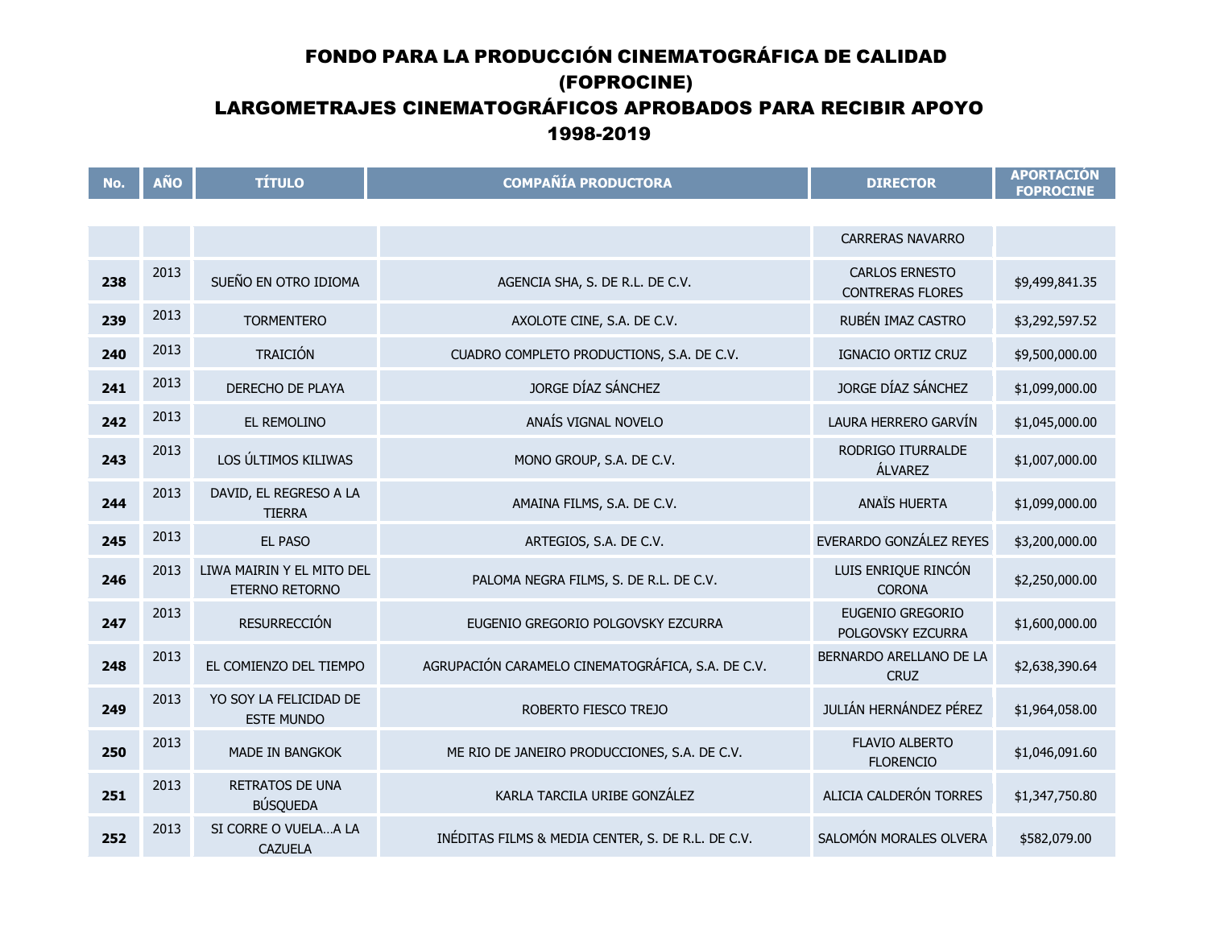# FONDO PARA LA PRODUCCIÓN CINEMATOGRÁFICA DE CALIDAD (FOPROCINE)

## LARGOMETRAJES CINEMATOGRÁFICOS APROBADOS PARA RECIBIR APOYO 1998-2019

| No. | AÑO | TÍTULO | COMPAÑÍA PRODUCTORA | DIRECTOR | APORTACIÓN FOPROCINE |
|---|---|---|---|---|---|
| | | | | CARRERAS NAVARRO | |
| 238 | 2013 | SUEÑO EN OTRO IDIOMA | AGENCIA SHA, S. DE R.L. DE C.V. | CARLOS ERNESTO CONTRERAS FLORES | $9,499,841.35 |
| 239 | 2013 | TORMENTERO | AXOLOTE CINE, S.A. DE C.V. | RUBÉN IMAZ CASTRO | $3,292,597.52 |
| 240 | 2013 | TRAICIÓN | CUADRO COMPLETO PRODUCTIONS, S.A. DE C.V. | IGNACIO ORTIZ CRUZ | $9,500,000.00 |
| 241 | 2013 | DERECHO DE PLAYA | JORGE DÍAZ SÁNCHEZ | JORGE DÍAZ SÁNCHEZ | $1,099,000.00 |
| 242 | 2013 | EL REMOLINO | ANAÍS VIGNAL NOVELO | LAURA HERRERO GARVÍN | $1,045,000.00 |
| 243 | 2013 | LOS ÚLTIMOS KILIWAS | MONO GROUP, S.A. DE C.V. | RODRIGO ITURRALDE ÁLVAREZ | $1,007,000.00 |
| 244 | 2013 | DAVID, EL REGRESO A LA TIERRA | AMAINA FILMS, S.A. DE C.V. | ANAÏS HUERTA | $1,099,000.00 |
| 245 | 2013 | EL PASO | ARTEGIOS, S.A. DE C.V. | EVERARDO GONZÁLEZ REYES | $3,200,000.00 |
| 246 | 2013 | LIWA MAIRIN Y EL MITO DEL ETERNO RETORNO | PALOMA NEGRA FILMS, S. DE R.L. DE C.V. | LUIS ENRIQUE RINCÓN CORONA | $2,250,000.00 |
| 247 | 2013 | RESURRECCIÓN | EUGENIO GREGORIO POLGOVSKY EZCURRA | EUGENIO GREGORIO POLGOVSKY EZCURRA | $1,600,000.00 |
| 248 | 2013 | EL COMIENZO DEL TIEMPO | AGRUPACIÓN CARAMELO CINEMATOGRÁFICA, S.A. DE C.V. | BERNARDO ARELLANO DE LA CRUZ | $2,638,390.64 |
| 249 | 2013 | YO SOY LA FELICIDAD DE ESTE MUNDO | ROBERTO FIESCO TREJO | JULIÁN HERNÁNDEZ PÉREZ | $1,964,058.00 |
| 250 | 2013 | MADE IN BANGKOK | ME RIO DE JANEIRO PRODUCCIONES, S.A. DE C.V. | FLAVIO ALBERTO FLORENCIO | $1,046,091.60 |
| 251 | 2013 | RETRATOS DE UNA BÚSQUEDA | KARLA TARCILA URIBE GONZÁLEZ | ALICIA CALDERÓN TORRES | $1,347,750.80 |
| 252 | 2013 | SI CORRE O VUELA…A LA CAZUELA | INÉDITAS FILMS & MEDIA CENTER, S. DE R.L. DE C.V. | SALOMÓN MORALES OLVERA | $582,079.00 |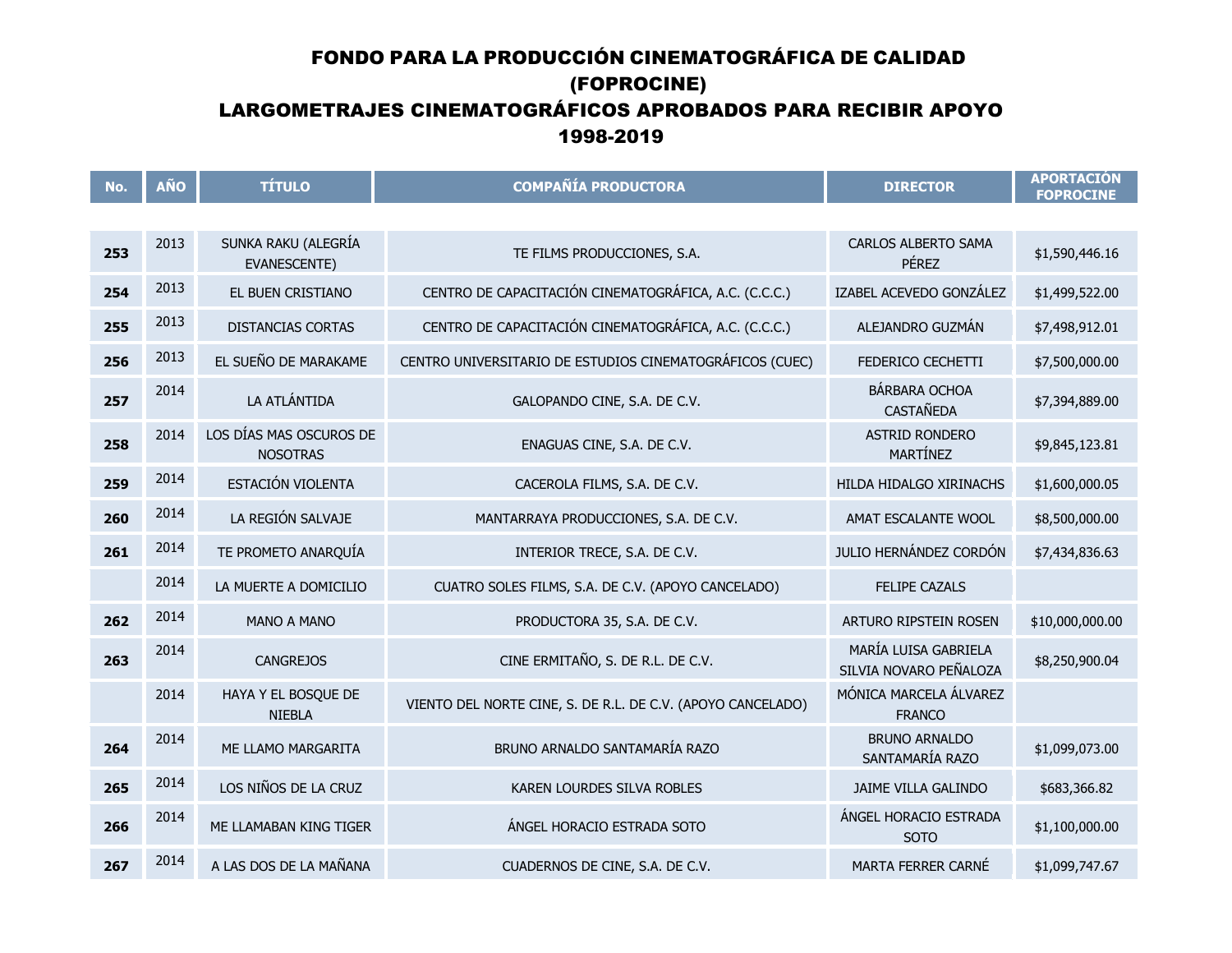# FONDO PARA LA PRODUCCIÓN CINEMATOGRÁFICA DE CALIDAD (FOPROCINE)
## LARGOMETRAJES CINEMATOGRÁFICOS APROBADOS PARA RECIBIR APOYO 1998-2019

| No. | AÑO | TÍTULO | COMPAÑÍA PRODUCTORA | DIRECTOR | APORTACIÓN FOPROCINE |
|---|---|---|---|---|---|
| 253 | 2013 | SUNKA RAKU (ALEGRÍA EVANESCENTE) | TE FILMS PRODUCCIONES, S.A. | CARLOS ALBERTO SAMA PÉREZ | $1,590,446.16 |
| 254 | 2013 | EL BUEN CRISTIANO | CENTRO DE CAPACITACIÓN CINEMATOGRÁFICA, A.C. (C.C.C.) | IZABEL ACEVEDO GONZÁLEZ | $1,499,522.00 |
| 255 | 2013 | DISTANCIAS CORTAS | CENTRO DE CAPACITACIÓN CINEMATOGRÁFICA, A.C. (C.C.C.) | ALEJANDRO GUZMÁN | $7,498,912.01 |
| 256 | 2013 | EL SUEÑO DE MARAKAME | CENTRO UNIVERSITARIO DE ESTUDIOS CINEMATOGRÁFICOS (CUEC) | FEDERICO CECHETTI | $7,500,000.00 |
| 257 | 2014 | LA ATLÁNTIDA | GALOPANDO CINE, S.A. DE C.V. | BÁRBARA OCHOA CASTAÑEDA | $7,394,889.00 |
| 258 | 2014 | LOS DÍAS MAS OSCUROS DE NOSOTRAS | ENAGUAS CINE, S.A. DE C.V. | ASTRID RONDERO MARTÍNEZ | $9,845,123.81 |
| 259 | 2014 | ESTACIÓN VIOLENTA | CACEROLA FILMS, S.A. DE C.V. | HILDA HIDALGO XIRINACHS | $1,600,000.05 |
| 260 | 2014 | LA REGIÓN SALVAJE | MANTARRAYA PRODUCCIONES, S.A. DE C.V. | AMAT ESCALANTE WOOL | $8,500,000.00 |
| 261 | 2014 | TE PROMETO ANARQUÍA | INTERIOR TRECE, S.A. DE C.V. | JULIO HERNÁNDEZ CORDÓN | $7,434,836.63 |
| | 2014 | LA MUERTE A DOMICILIO | CUATRO SOLES FILMS, S.A. DE C.V. (APOYO CANCELADO) | FELIPE CAZALS | |
| 262 | 2014 | MANO A MANO | PRODUCTORA 35, S.A. DE C.V. | ARTURO RIPSTEIN ROSEN | $10,000,000.00 |
| 263 | 2014 | CANGREJOS | CINE ERMITAÑO, S. DE R.L. DE C.V. | MARÍA LUISA GABRIELA SILVIA NOVARO PEÑALOZA | $8,250,900.04 |
| | 2014 | HAYA Y EL BOSQUE DE NIEBLA | VIENTO DEL NORTE CINE, S. DE R.L. DE C.V. (APOYO CANCELADO) | MÓNICA MARCELA ÁLVAREZ FRANCO | |
| 264 | 2014 | ME LLAMO MARGARITA | BRUNO ARNALDO SANTAMARÍA RAZO | BRUNO ARNALDO SANTAMARÍA RAZO | $1,099,073.00 |
| 265 | 2014 | LOS NIÑOS DE LA CRUZ | KAREN LOURDES SILVA ROBLES | JAIME VILLA GALINDO | $683,366.82 |
| 266 | 2014 | ME LLAMABAN KING TIGER | ÁNGEL HORACIO ESTRADA SOTO | ÁNGEL HORACIO ESTRADA SOTO | $1,100,000.00 |
| 267 | 2014 | A LAS DOS DE LA MAÑANA | CUADERNOS DE CINE, S.A. DE C.V. | MARTA FERRER CARNÉ | $1,099,747.67 |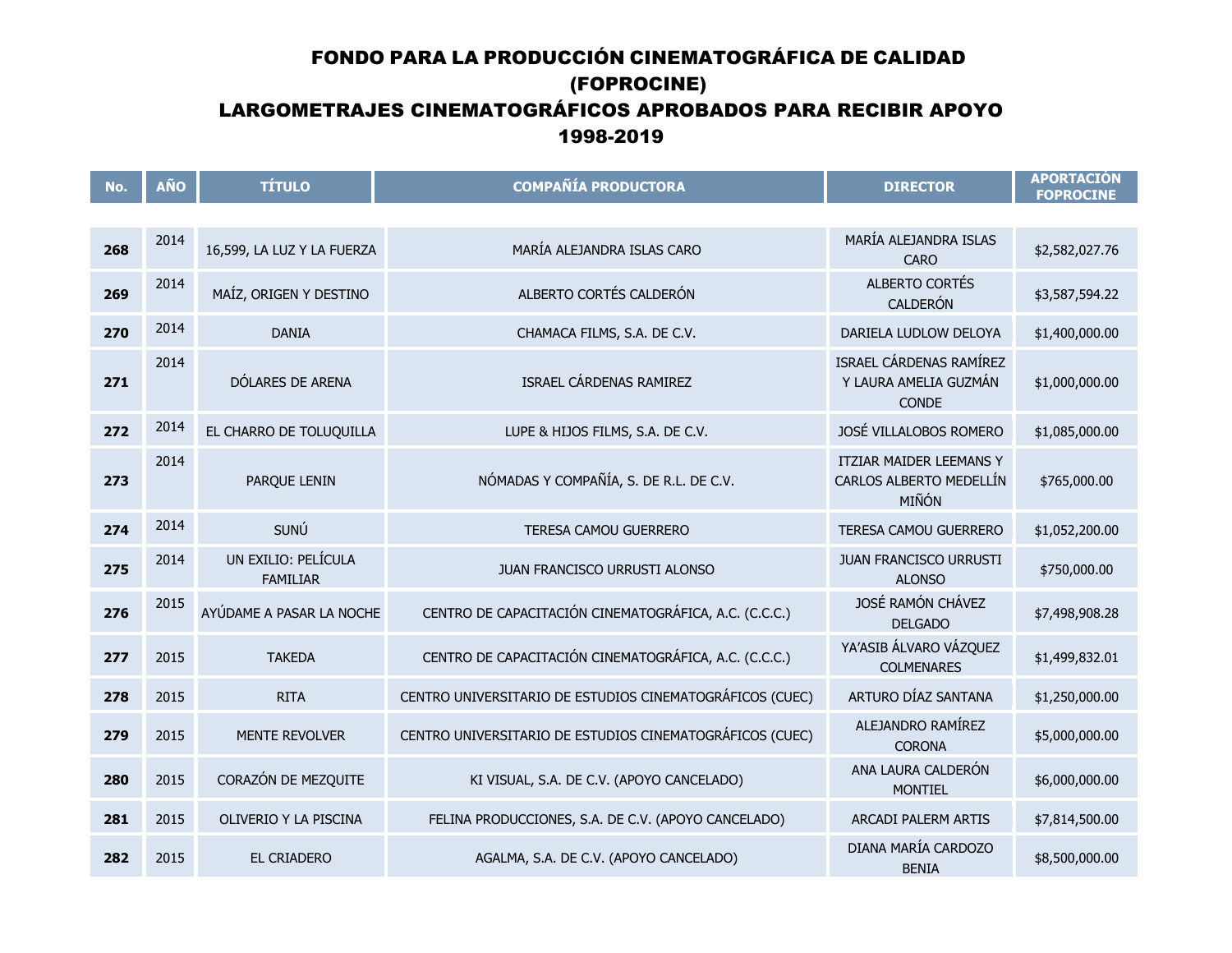# FONDO PARA LA PRODUCCIÓN CINEMATOGRÁFICA DE CALIDAD (FOPROCINE)

## LARGOMETRAJES CINEMATOGRÁFICOS APROBADOS PARA RECIBIR APOYO 1998-2019

| No. | AÑO | TÍTULO | COMPAÑÍA PRODUCTORA | DIRECTOR | APORTACIÓN FOPROCINE |
|---|---|---|---|---|---|
| **268** | 2014 | 16,599, LA LUZ Y LA FUERZA | MARÍA ALEJANDRA ISLAS CARO | MARÍA ALEJANDRA ISLAS CARO | $2,582,027.76 |
| **269** | 2014 | MAÍZ, ORIGEN Y DESTINO | ALBERTO CORTÉS CALDERÓN | ALBERTO CORTÉS CALDERÓN | $3,587,594.22 |
| **270** | 2014 | DANIA | CHAMACA FILMS, S.A. DE C.V. | DARIELA LUDLOW DELOYA | $1,400,000.00 |
| **271** | 2014 | DÓLARES DE ARENA | ISRAEL CÁRDENAS RAMIREZ | ISRAEL CÁRDENAS RAMÍREZ Y LAURA AMELIA GUZMÁN CONDE | $1,000,000.00 |
| **272** | 2014 | EL CHARRO DE TOLUQUILLA | LUPE & HIJOS FILMS, S.A. DE C.V. | JOSÉ VILLALOBOS ROMERO | $1,085,000.00 |
| **273** | 2014 | PARQUE LENIN | NÓMADAS Y COMPAÑÍA, S. DE R.L. DE C.V. | ITZIAR MAIDER LEEMANS Y CARLOS ALBERTO MEDELLÍN MIÑÓN | $765,000.00 |
| **274** | 2014 | SUNÚ | TERESA CAMOU GUERRERO | TERESA CAMOU GUERRERO | $1,052,200.00 |
| **275** | 2014 | UN EXILIO: PELÍCULA FAMILIAR | JUAN FRANCISCO URRUSTI ALONSO | JUAN FRANCISCO URRUSTI ALONSO | $750,000.00 |
| **276** | 2015 | AYÚDAME A PASAR LA NOCHE | CENTRO DE CAPACITACIÓN CINEMATOGRÁFICA, A.C. (C.C.C.) | JOSÉ RAMÓN CHÁVEZ DELGADO | $7,498,908.28 |
| **277** | 2015 | TAKEDA | CENTRO DE CAPACITACIÓN CINEMATOGRÁFICA, A.C. (C.C.C.) | YA'ASIB ÁLVARO VÁZQUEZ COLMENARES | $1,499,832.01 |
| **278** | 2015 | RITA | CENTRO UNIVERSITARIO DE ESTUDIOS CINEMATOGRÁFICOS (CUEC) | ARTURO DÍAZ SANTANA | $1,250,000.00 |
| **279** | 2015 | MENTE REVOLVER | CENTRO UNIVERSITARIO DE ESTUDIOS CINEMATOGRÁFICOS (CUEC) | ALEJANDRO RAMÍREZ CORONA | $5,000,000.00 |
| **280** | 2015 | CORAZÓN DE MEZQUITE | KI VISUAL, S.A. DE C.V. (APOYO CANCELADO) | ANA LAURA CALDERÓN MONTIEL | $6,000,000.00 |
| **281** | 2015 | OLIVERIO Y LA PISCINA | FELINA PRODUCCIONES, S.A. DE C.V. (APOYO CANCELADO) | ARCADI PALERM ARTIS | $7,814,500.00 |
| **282** | 2015 | EL CRIADERO | AGALMA, S.A. DE C.V. (APOYO CANCELADO) | DIANA MARÍA CARDOZO BENIA | $8,500,000.00 |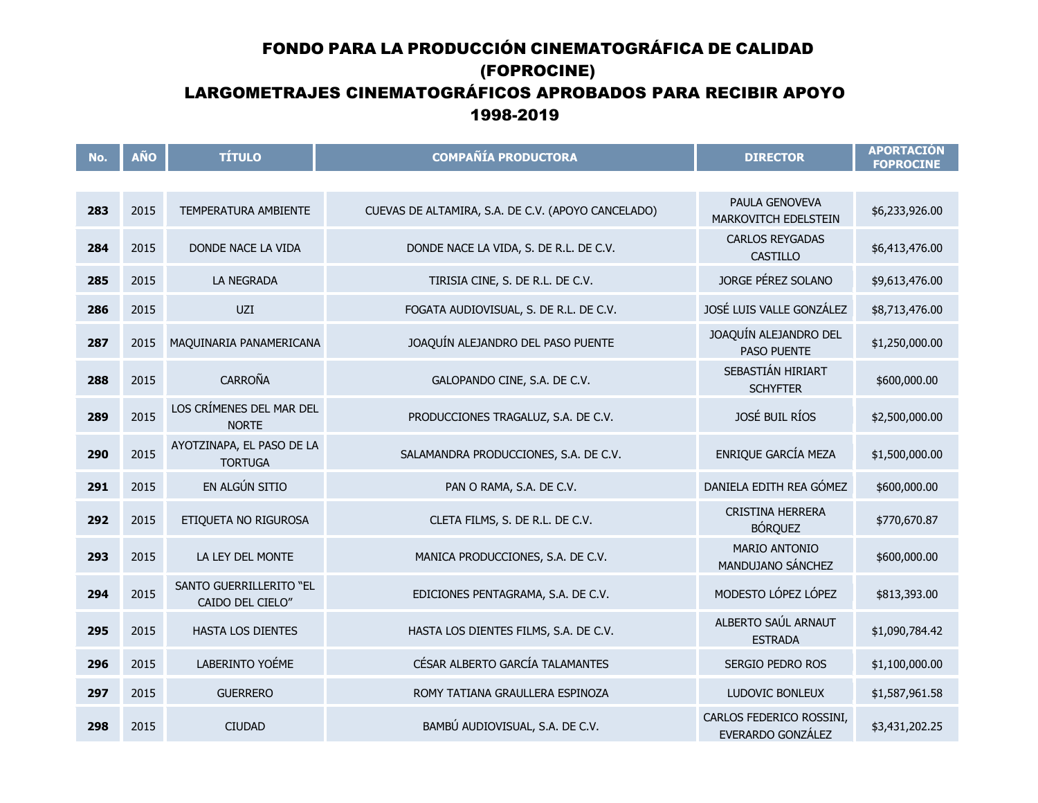# FONDO PARA LA PRODUCCIÓN CINEMATOGRÁFICA DE CALIDAD (FOPROCINE)

## LARGOMETRAJES CINEMATOGRÁFICOS APROBADOS PARA RECIBIR APOYO 1998-2019

| No. | AÑO | TÍTULO | COMPAÑÍA PRODUCTORA | DIRECTOR | APORTACIÓN FOPROCINE |
|---|---|---|---|---|---|
| 283 | 2015 | TEMPERATURA AMBIENTE | CUEVAS DE ALTAMIRA, S.A. DE C.V. (APOYO CANCELADO) | PAULA GENOVEVA MARKOVITCH EDELSTEIN | $6,233,926.00 |
| 284 | 2015 | DONDE NACE LA VIDA | DONDE NACE LA VIDA, S. DE R.L. DE C.V. | CARLOS REYGADAS CASTILLO | $6,413,476.00 |
| 285 | 2015 | LA NEGRADA | TIRISIA CINE, S. DE R.L. DE C.V. | JORGE PÉREZ SOLANO | $9,613,476.00 |
| 286 | 2015 | UZI | FOGATA AUDIOVISUAL, S. DE R.L. DE C.V. | JOSÉ LUIS VALLE GONZÁLEZ | $8,713,476.00 |
| 287 | 2015 | MAQUINARIA PANAMERICANA | JOAQUÍN ALEJANDRO DEL PASO PUENTE | JOAQUÍN ALEJANDRO DEL PASO PUENTE | $1,250,000.00 |
| 288 | 2015 | CARROÑA | GALOPANDO CINE, S.A. DE C.V. | SEBASTIÁN HIRIART SCHYFTER | $600,000.00 |
| 289 | 2015 | LOS CRÍMENES DEL MAR DEL NORTE | PRODUCCIONES TRAGALUZ, S.A. DE C.V. | JOSÉ BUIL RÍOS | $2,500,000.00 |
| 290 | 2015 | AYOTZINAPA, EL PASO DE LA TORTUGA | SALAMANDRA PRODUCCIONES, S.A. DE C.V. | ENRIQUE GARCÍA MEZA | $1,500,000.00 |
| 291 | 2015 | EN ALGÚN SITIO | PAN O RAMA, S.A. DE C.V. | DANIELA EDITH REA GÓMEZ | $600,000.00 |
| 292 | 2015 | ETIQUETA NO RIGUROSA | CLETA FILMS, S. DE R.L. DE C.V. | CRISTINA HERRERA BÓRQUEZ | $770,670.87 |
| 293 | 2015 | LA LEY DEL MONTE | MANICA PRODUCCIONES, S.A. DE C.V. | MARIO ANTONIO MANDUJANO SÁNCHEZ | $600,000.00 |
| 294 | 2015 | SANTO GUERRILLERITO "EL CAIDO DEL CIELO" | EDICIONES PENTAGRAMA, S.A. DE C.V. | MODESTO LÓPEZ LÓPEZ | $813,393.00 |
| 295 | 2015 | HASTA LOS DIENTES | HASTA LOS DIENTES FILMS, S.A. DE C.V. | ALBERTO SAÚL ARNAUT ESTRADA | $1,090,784.42 |
| 296 | 2015 | LABERINTO YOÉME | CÉSAR ALBERTO GARCÍA TALAMANTES | SERGIO PEDRO ROS | $1,100,000.00 |
| 297 | 2015 | GUERRERO | ROMY TATIANA GRAULLERA ESPINOZA | LUDOVIC BONLEUX | $1,587,961.58 |
| 298 | 2015 | CIUDAD | BAMBÚ AUDIOVISUAL, S.A. DE C.V. | CARLOS FEDERICO ROSSINI, EVERARDO GONZÁLEZ | $3,431,202.25 |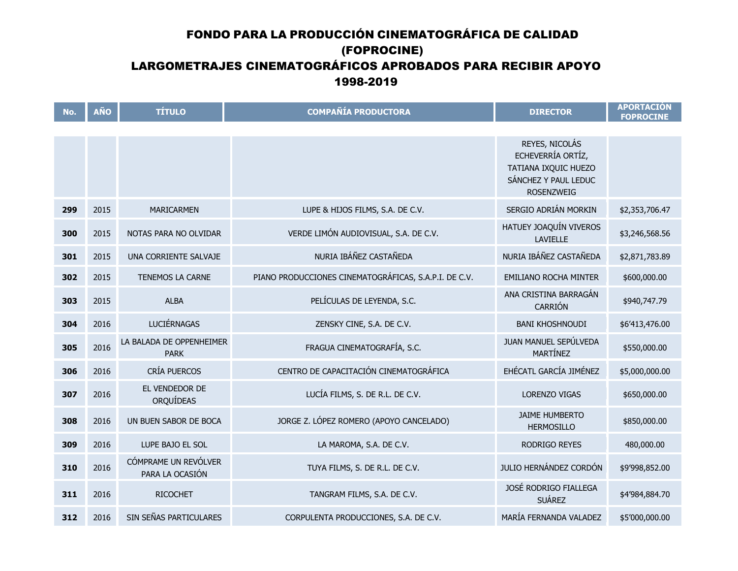# FONDO PARA LA PRODUCCIÓN CINEMATOGRÁFICA DE CALIDAD
# (FOPROCINE)
# LARGOMETRAJES CINEMATOGRÁFICOS APROBADOS PARA RECIBIR APOYO
# 1998-2019

| No. | AÑO | TÍTULO | COMPAÑÍA PRODUCTORA | DIRECTOR | APORTACIÓN FOPROCINE |
|---|---|---|---|---|---|
| | | | | REYES, NICOLÁS ECHEVERRÍA ORTÍZ, TATIANA IXQUIC HUEZO SÁNCHEZ Y PAUL LEDUC ROSENZWEIG | |
| **299** | 2015 | MARICARMEN | LUPE & HIJOS FILMS, S.A. DE C.V. | SERGIO ADRIÁN MORKIN | $2,353,706.47 |
| **300** | 2015 | NOTAS PARA NO OLVIDAR | VERDE LIMÓN AUDIOVISUAL, S.A. DE C.V. | HATUEY JOAQUÍN VIVEROS LAVIELLE | $3,246,568.56 |
| **301** | 2015 | UNA CORRIENTE SALVAJE | NURIA IBÁÑEZ CASTAÑEDA | NURIA IBÁÑEZ CASTAÑEDA | $2,871,783.89 |
| **302** | 2015 | TENEMOS LA CARNE | PIANO PRODUCCIONES CINEMATOGRÁFICAS, S.A.P.I. DE C.V. | EMILIANO ROCHA MINTER | $600,000.00 |
| **303** | 2015 | ALBA | PELÍCULAS DE LEYENDA, S.C. | ANA CRISTINA BARRAGÁN CARRIÓN | $940,747.79 |
| **304** | 2016 | LUCIÉRNAGAS | ZENSKY CINE, S.A. DE C.V. | BANI KHOSHNOUDI | $6'413,476.00 |
| **305** | 2016 | LA BALADA DE OPPENHEIMER PARK | FRAGUA CINEMATOGRAFÍA, S.C. | JUAN MANUEL SEPÚLVEDA MARTÍNEZ | $550,000.00 |
| **306** | 2016 | CRÍA PUERCOS | CENTRO DE CAPACITACIÓN CINEMATOGRÁFICA | EHÉCATL GARCÍA JIMÉNEZ | $5,000,000.00 |
| **307** | 2016 | EL VENDEDOR DE ORQUÍDEAS | LUCÍA FILMS, S. DE R.L. DE C.V. | LORENZO VIGAS | $650,000.00 |
| **308** | 2016 | UN BUEN SABOR DE BOCA | JORGE Z. LÓPEZ ROMERO (APOYO CANCELADO) | JAIME HUMBERTO HERMOSILLO | $850,000.00 |
| **309** | 2016 | LUPE BAJO EL SOL | LA MAROMA, S.A. DE C.V. | RODRIGO REYES | 480,000.00 |
| **310** | 2016 | CÓMPRAME UN REVÓLVER PARA LA OCASIÓN | TUYA FILMS, S. DE R.L. DE C.V. | JULIO HERNÁNDEZ CORDÓN | $9'998,852.00 |
| **311** | 2016 | RICOCHET | TANGRAM FILMS, S.A. DE C.V. | JOSÉ RODRIGO FIALLEGA SUÁREZ | $4'984,884.70 |
| **312** | 2016 | SIN SEÑAS PARTICULARES | CORPULENTA PRODUCCIONES, S.A. DE C.V. | MARÍA FERNANDA VALADEZ | $5'000,000.00 |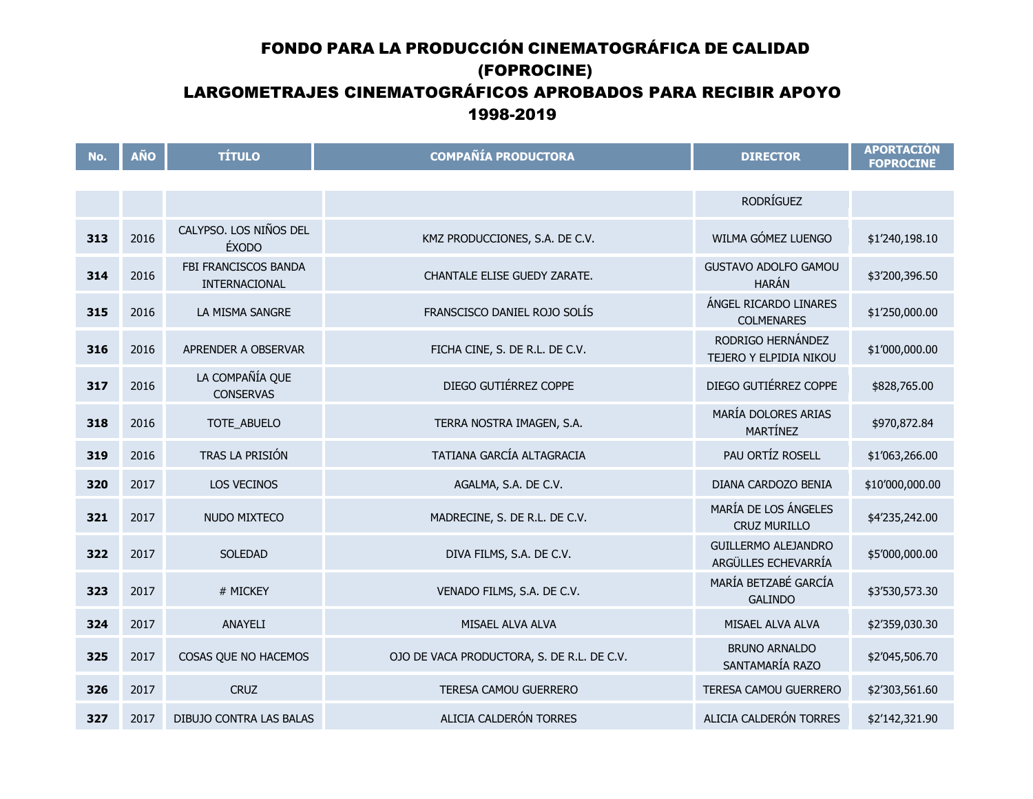# FONDO PARA LA PRODUCCIÓN CINEMATOGRÁFICA DE CALIDAD (FOPROCINE)

## LARGOMETRAJES CINEMATOGRÁFICOS APROBADOS PARA RECIBIR APOYO 1998-2019

| No. | AÑO | TÍTULO | COMPAÑÍA PRODUCTORA | DIRECTOR | APORTACIÓN FOPROCINE |
|---|---|---|---|---|---|
| | | | | RODRÍGUEZ | |
| **313** | 2016 | CALYPSO. LOS NIÑOS DEL ÉXODO | KMZ PRODUCCIONES, S.A. DE C.V. | WILMA GÓMEZ LUENGO | $1’240,198.10 |
| **314** | 2016 | FBI FRANCISCOS BANDA INTERNACIONAL | CHANTALE ELISE GUEDY ZARATE. | GUSTAVO ADOLFO GAMOU HARÁN | $3’200,396.50 |
| **315** | 2016 | LA MISMA SANGRE | FRANSCISCO DANIEL ROJO SOLÍS | ÁNGEL RICARDO LINARES COLMENARES | $1’250,000.00 |
| **316** | 2016 | APRENDER A OBSERVAR | FICHA CINE, S. DE R.L. DE C.V. | RODRIGO HERNÁNDEZ TEJERO Y ELPIDIA NIKOU | $1’000,000.00 |
| **317** | 2016 | LA COMPAÑÍA QUE CONSERVAS | DIEGO GUTIÉRREZ COPPE | DIEGO GUTIÉRREZ COPPE | $828,765.00 |
| **318** | 2016 | TOTE_ABUELO | TERRA NOSTRA IMAGEN, S.A. | MARÍA DOLORES ARIAS MARTÍNEZ | $970,872.84 |
| **319** | 2016 | TRAS LA PRISIÓN | TATIANA GARCÍA ALTAGRACIA | PAU ORTÍZ ROSELL | $1’063,266.00 |
| **320** | 2017 | LOS VECINOS | AGALMA, S.A. DE C.V. | DIANA CARDOZO BENIA | $10’000,000.00 |
| **321** | 2017 | NUDO MIXTECO | MADRECINE, S. DE R.L. DE C.V. | MARÍA DE LOS ÁNGELES CRUZ MURILLO | $4’235,242.00 |
| **322** | 2017 | SOLEDAD | DIVA FILMS, S.A. DE C.V. | GUILLERMO ALEJANDRO ARGÜLLES ECHEVARRÍA | $5’000,000.00 |
| **323** | 2017 | # MICKEY | VENADO FILMS, S.A. DE C.V. | MARÍA BETZABÉ GARCÍA GALINDO | $3’530,573.30 |
| **324** | 2017 | ANAYELI | MISAEL ALVA ALVA | MISAEL ALVA ALVA | $2’359,030.30 |
| **325** | 2017 | COSAS QUE NO HACEMOS | OJO DE VACA PRODUCTORA, S. DE R.L. DE C.V. | BRUNO ARNALDO SANTAMARÍA RAZO | $2’045,506.70 |
| **326** | 2017 | CRUZ | TERESA CAMOU GUERRERO | TERESA CAMOU GUERRERO | $2’303,561.60 |
| **327** | 2017 | DIBUJO CONTRA LAS BALAS | ALICIA CALDERÓN TORRES | ALICIA CALDERÓN TORRES | $2’142,321.90 |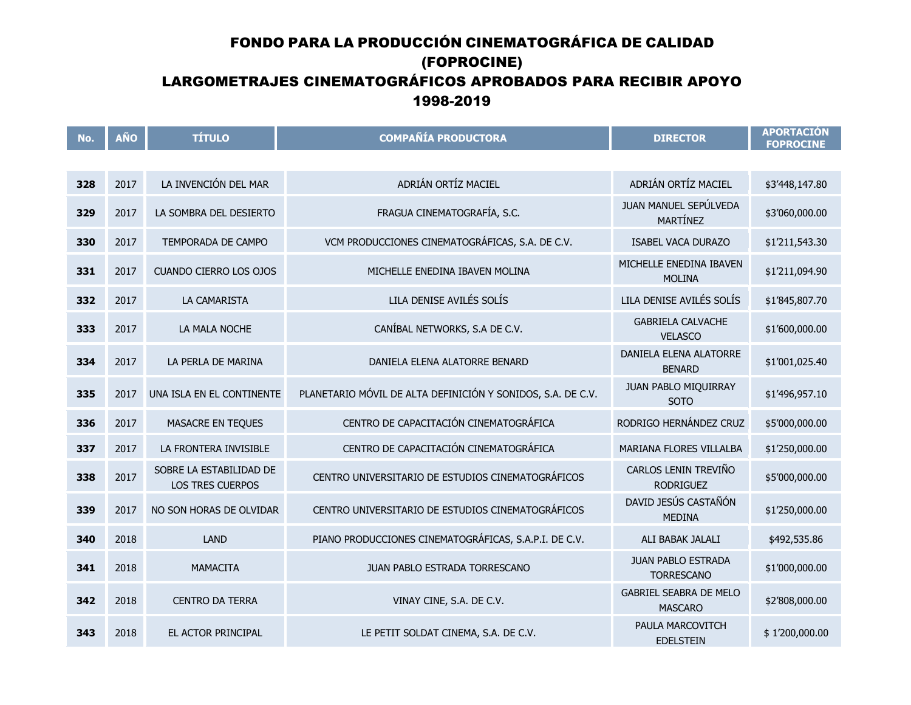# FONDO PARA LA PRODUCCIÓN CINEMATOGRÁFICA DE CALIDAD (FOPROCINE)

## LARGOMETRAJES CINEMATOGRÁFICOS APROBADOS PARA RECIBIR APOYO 1998-2019

| No. | AÑO | TÍTULO | COMPAÑÍA PRODUCTORA | DIRECTOR | APORTACIÓN FOPROCINE |
|---|---|---|---|---|---|
| 328 | 2017 | LA INVENCIÓN DEL MAR | ADRIÁN ORTÍZ MACIEL | ADRIÁN ORTÍZ MACIEL | $3’448,147.80 |
| 329 | 2017 | LA SOMBRA DEL DESIERTO | FRAGUA CINEMATOGRAFÍA, S.C. | JUAN MANUEL SEPÚLVEDA MARTÍNEZ | $3’060,000.00 |
| 330 | 2017 | TEMPORADA DE CAMPO | VCM PRODUCCIONES CINEMATOGRÁFICAS, S.A. DE C.V. | ISABEL VACA DURAZO | $1’211,543.30 |
| 331 | 2017 | CUANDO CIERRO LOS OJOS | MICHELLE ENEDINA IBAVEN MOLINA | MICHELLE ENEDINA IBAVEN MOLINA | $1’211,094.90 |
| 332 | 2017 | LA CAMARISTA | LILA DENISE AVILÉS SOLÍS | LILA DENISE AVILÉS SOLÍS | $1’845,807.70 |
| 333 | 2017 | LA MALA NOCHE | CANÍBAL NETWORKS, S.A DE C.V. | GABRIELA CALVACHE VELASCO | $1’600,000.00 |
| 334 | 2017 | LA PERLA DE MARINA | DANIELA ELENA ALATORRE BENARD | DANIELA ELENA ALATORRE BENARD | $1’001,025.40 |
| 335 | 2017 | UNA ISLA EN EL CONTINENTE | PLANETARIO MÓVIL DE ALTA DEFINICIÓN Y SONIDOS, S.A. DE C.V. | JUAN PABLO MIQUIRRAY SOTO | $1’496,957.10 |
| 336 | 2017 | MASACRE EN TEQUES | CENTRO DE CAPACITACIÓN CINEMATOGRÁFICA | RODRIGO HERNÁNDEZ CRUZ | $5’000,000.00 |
| 337 | 2017 | LA FRONTERA INVISIBLE | CENTRO DE CAPACITACIÓN CINEMATOGRÁFICA | MARIANA FLORES VILLALBA | $1’250,000.00 |
| 338 | 2017 | SOBRE LA ESTABILIDAD DE LOS TRES CUERPOS | CENTRO UNIVERSITARIO DE ESTUDIOS CINEMATOGRÁFICOS | CARLOS LENIN TREVIÑO RODRIGUEZ | $5’000,000.00 |
| 339 | 2017 | NO SON HORAS DE OLVIDAR | CENTRO UNIVERSITARIO DE ESTUDIOS CINEMATOGRÁFICOS | DAVID JESÚS CASTAÑÓN MEDINA | $1’250,000.00 |
| 340 | 2018 | LAND | PIANO PRODUCCIONES CINEMATOGRÁFICAS, S.A.P.I. DE C.V. | ALI BABAK JALALI | $492,535.86 |
| 341 | 2018 | MAMACITA | JUAN PABLO ESTRADA TORRESCANO | JUAN PABLO ESTRADA TORRESCANO | $1’000,000.00 |
| 342 | 2018 | CENTRO DA TERRA | VINAY CINE, S.A. DE C.V. | GABRIEL SEABRA DE MELO MASCARO | $2’808,000.00 |
| 343 | 2018 | EL ACTOR PRINCIPAL | LE PETIT SOLDAT CINEMA, S.A. DE C.V. | PAULA MARCOVITCH EDELSTEIN | $ 1’200,000.00 |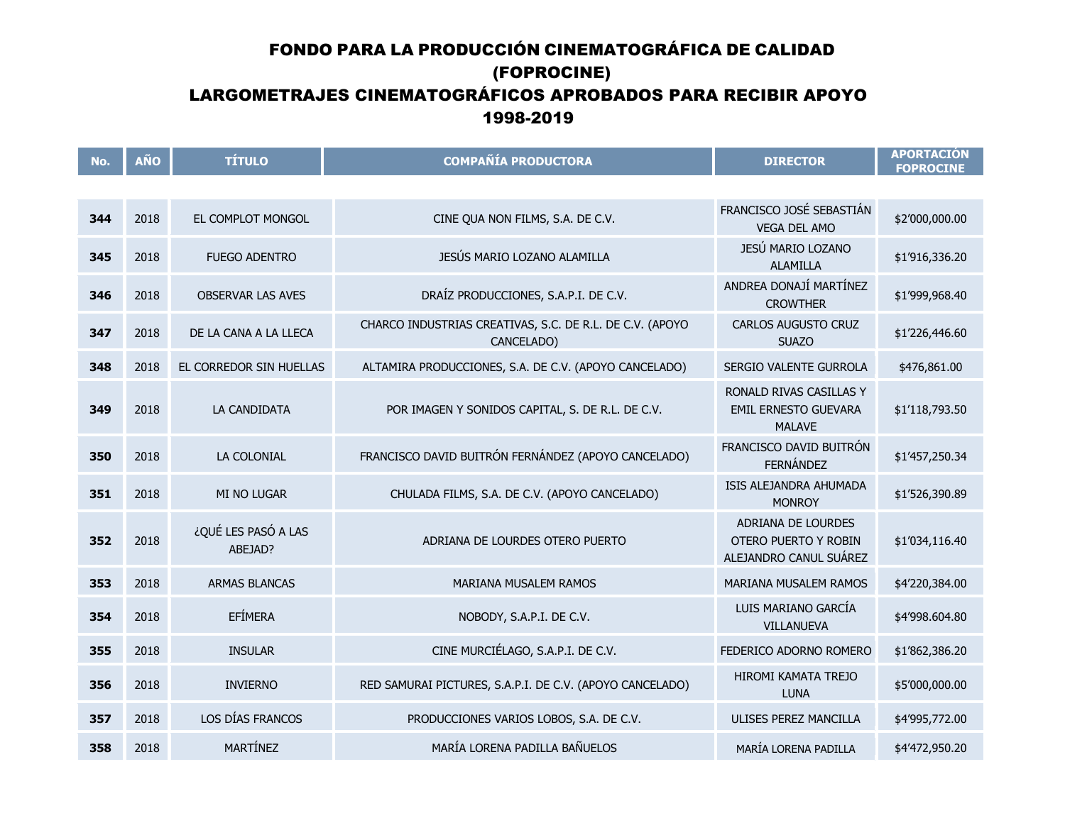# FONDO PARA LA PRODUCCIÓN CINEMATOGRÁFICA DE CALIDAD (FOPROCINE)
## LARGOMETRAJES CINEMATOGRÁFICOS APROBADOS PARA RECIBIR APOYO 1998-2019

| No. | AÑO | TÍTULO | COMPAÑÍA PRODUCTORA | DIRECTOR | APORTACIÓN FOPROCINE |
|---|---|---|---|---|---|
| **344** | 2018 | EL COMPLOT MONGOL | CINE QUA NON FILMS, S.A. DE C.V. | FRANCISCO JOSÉ SEBASTIÁN VEGA DEL AMO | $2'000,000.00 |
| **345** | 2018 | FUEGO ADENTRO | JESÚS MARIO LOZANO ALAMILLA | JESÚ MARIO LOZANO ALAMILLA | $1'916,336.20 |
| **346** | 2018 | OBSERVAR LAS AVES | DRAÍZ PRODUCCIONES, S.A.P.I. DE C.V. | ANDREA DONAJÍ MARTÍNEZ CROWTHER | $1'999,968.40 |
| **347** | 2018 | DE LA CANA A LA LLECA | CHARCO INDUSTRIAS CREATIVAS, S.C. DE R.L. DE C.V. (APOYO CANCELADO) | CARLOS AUGUSTO CRUZ SUAZO | $1'226,446.60 |
| **348** | 2018 | EL CORREDOR SIN HUELLAS | ALTAMIRA PRODUCCIONES, S.A. DE C.V. (APOYO CANCELADO) | SERGIO VALENTE GURROLA | $476,861.00 |
| **349** | 2018 | LA CANDIDATA | POR IMAGEN Y SONIDOS CAPITAL, S. DE R.L. DE C.V. | RONALD RIVAS CASILLAS Y EMIL ERNESTO GUEVARA MALAVE | $1'118,793.50 |
| **350** | 2018 | LA COLONIAL | FRANCISCO DAVID BUITRÓN FERNÁNDEZ (APOYO CANCELADO) | FRANCISCO DAVID BUITRÓN FERNÁNDEZ | $1'457,250.34 |
| **351** | 2018 | MI NO LUGAR | CHULADA FILMS, S.A. DE C.V. (APOYO CANCELADO) | ISIS ALEJANDRA AHUMADA MONROY | $1'526,390.89 |
| **352** | 2018 | ¿QUÉ LES PASÓ A LAS ABEJAD? | ADRIANA DE LOURDES OTERO PUERTO | ADRIANA DE LOURDES OTERO PUERTO Y ROBIN ALEJANDRO CANUL SUÁREZ | $1'034,116.40 |
| **353** | 2018 | ARMAS BLANCAS | MARIANA MUSALEM RAMOS | MARIANA MUSALEM RAMOS | $4'220,384.00 |
| **354** | 2018 | EFÍMERA | NOBODY, S.A.P.I. DE C.V. | LUIS MARIANO GARCÍA VILLANUEVA | $4'998.604.80 |
| **355** | 2018 | INSULAR | CINE MURCIÉLAGO, S.A.P.I. DE C.V. | FEDERICO ADORNO ROMERO | $1'862,386.20 |
| **356** | 2018 | INVIERNO | RED SAMURAI PICTURES, S.A.P.I. DE C.V. (APOYO CANCELADO) | HIROMI KAMATA TREJO LUNA | $5'000,000.00 |
| **357** | 2018 | LOS DÍAS FRANCOS | PRODUCCIONES VARIOS LOBOS, S.A. DE C.V. | ULISES PEREZ MANCILLA | $4'995,772.00 |
| **358** | 2018 | MARTÍNEZ | MARÍA LORENA PADILLA BAÑUELOS | MARÍA LORENA PADILLA | $4'472,950.20 |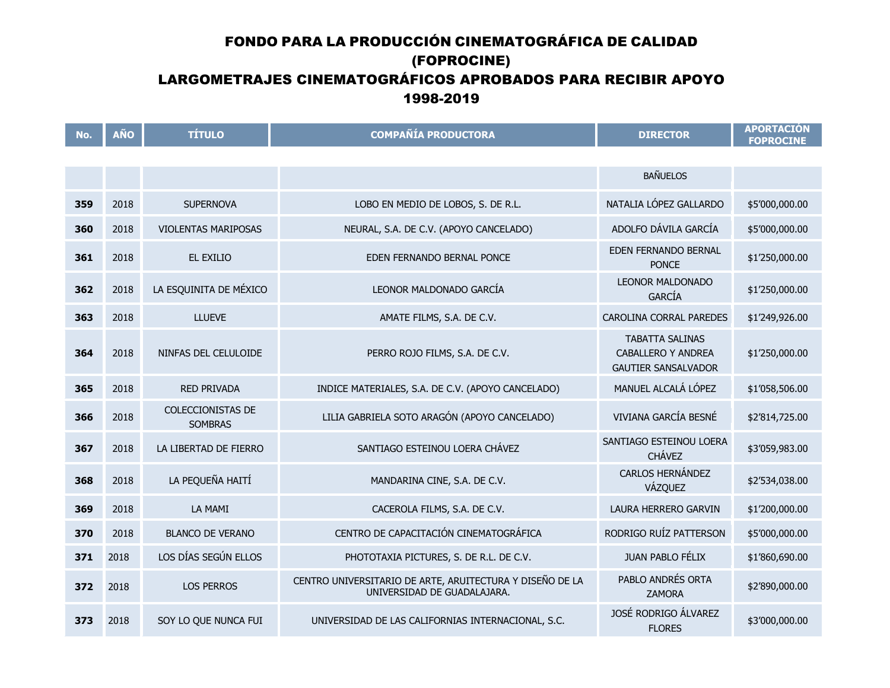# FONDO PARA LA PRODUCCIÓN CINEMATOGRÁFICA DE CALIDAD
# (FOPROCINE)
# LARGOMETRAJES CINEMATOGRÁFICOS APROBADOS PARA RECIBIR APOYO
# 1998-2019

| No. | AÑO | TÍTULO | COMPAÑÍA PRODUCTORA | DIRECTOR | APORTACIÓN FOPROCINE |
|---|---|---|---|---|---|
| | | | | BAÑUELOS | |
| **359** | 2018 | SUPERNOVA | LOBO EN MEDIO DE LOBOS, S. DE R.L. | NATALIA LÓPEZ GALLARDO | $5'000,000.00 |
| **360** | 2018 | VIOLENTAS MARIPOSAS | NEURAL, S.A. DE C.V. (APOYO CANCELADO) | ADOLFO DÁVILA GARCÍA | $5'000,000.00 |
| **361** | 2018 | EL EXILIO | EDEN FERNANDO BERNAL PONCE | EDEN FERNANDO BERNAL PONCE | $1'250,000.00 |
| **362** | 2018 | LA ESQUINITA DE MÉXICO | LEONOR MALDONADO GARCÍA | LEONOR MALDONADO GARCÍA | $1'250,000.00 |
| **363** | 2018 | LLUEVE | AMATE FILMS, S.A. DE C.V. | CAROLINA CORRAL PAREDES | $1'249,926.00 |
| **364** | 2018 | NINFAS DEL CELULOIDE | PERRO ROJO FILMS, S.A. DE C.V. | TABATTA SALINAS CABALLERO Y ANDREA GAUTIER SANSALVADOR | $1'250,000.00 |
| **365** | 2018 | RED PRIVADA | INDICE MATERIALES, S.A. DE C.V. (APOYO CANCELADO) | MANUEL ALCALÁ LÓPEZ | $1'058,506.00 |
| **366** | 2018 | COLECCIONISTAS DE SOMBRAS | LILIA GABRIELA SOTO ARAGÓN (APOYO CANCELADO) | VIVIANA GARCÍA BESNÉ | $2'814,725.00 |
| **367** | 2018 | LA LIBERTAD DE FIERRO | SANTIAGO ESTEINOU LOERA CHÁVEZ | SANTIAGO ESTEINOU LOERA CHÁVEZ | $3'059,983.00 |
| **368** | 2018 | LA PEQUEÑA HAITÍ | MANDARINA CINE, S.A. DE C.V. | CARLOS HERNÁNDEZ VÁZQUEZ | $2'534,038.00 |
| **369** | 2018 | LA MAMI | CACEROLA FILMS, S.A. DE C.V. | LAURA HERRERO GARVIN | $1'200,000.00 |
| **370** | 2018 | BLANCO DE VERANO | CENTRO DE CAPACITACIÓN CINEMATOGRÁFICA | RODRIGO RUÍZ PATTERSON | $5'000,000.00 |
| **371** | 2018 | LOS DÍAS SEGÚN ELLOS | PHOTOTAXIA PICTURES, S. DE R.L. DE C.V. | JUAN PABLO FÉLIX | $1'860,690.00 |
| **372** | 2018 | LOS PERROS | CENTRO UNIVERSITARIO DE ARTE, ARUITECTURA Y DISEÑO DE LA UNIVERSIDAD DE GUADALAJARA. | PABLO ANDRÉS ORTA ZAMORA | $2'890,000.00 |
| **373** | 2018 | SOY LO QUE NUNCA FUI | UNIVERSIDAD DE LAS CALIFORNIAS INTERNACIONAL, S.C. | JOSÉ RODRIGO ÁLVAREZ FLORES | $3'000,000.00 |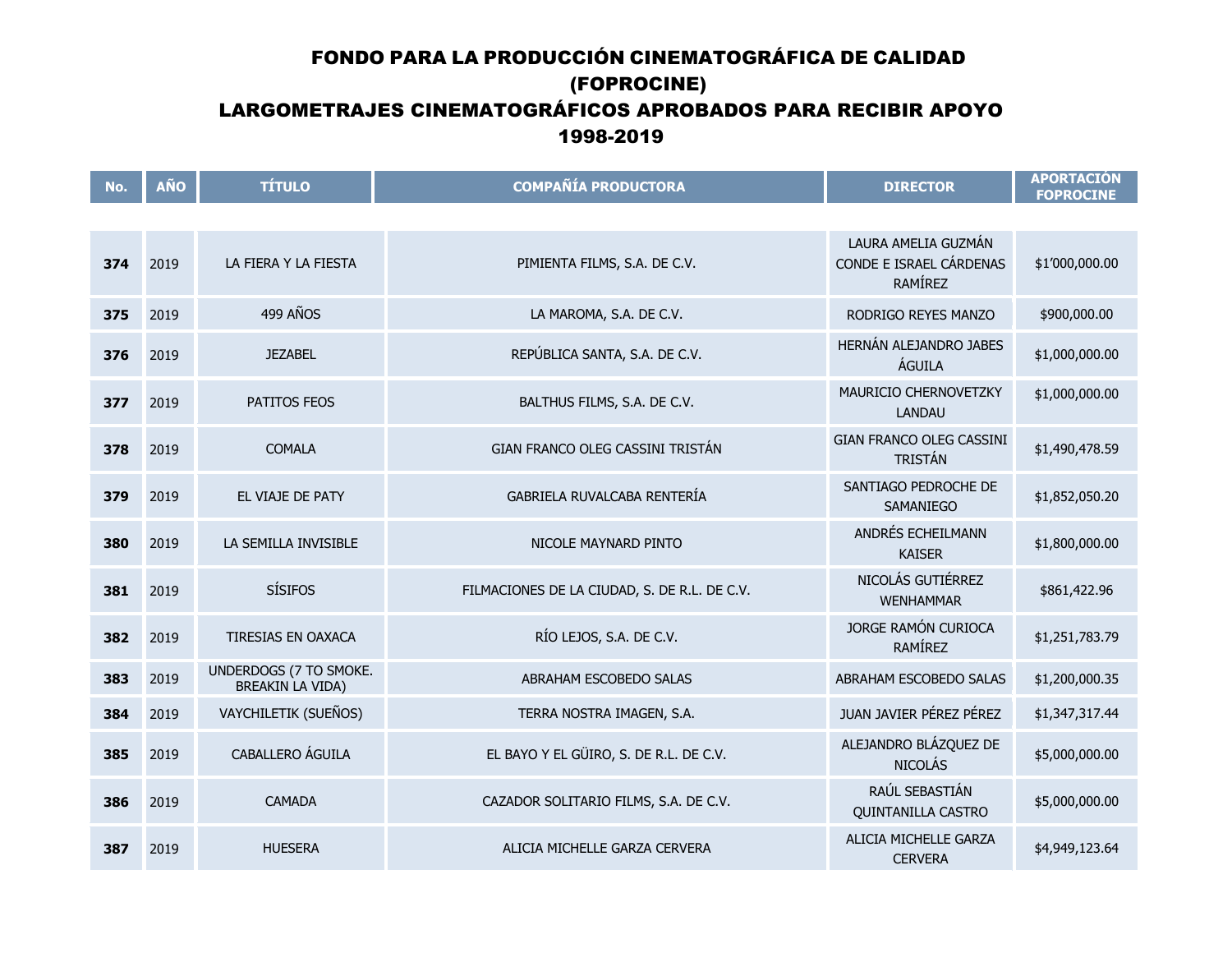# FONDO PARA LA PRODUCCIÓN CINEMATOGRÁFICA DE CALIDAD (FOPROCINE)

## LARGOMETRAJES CINEMATOGRÁFICOS APROBADOS PARA RECIBIR APOYO 1998-2019

| No. | AÑO | TÍTULO | COMPAÑÍA PRODUCTORA | DIRECTOR | APORTACIÓN FOPROCINE |
|---|---|---|---|---|---|
| **374** | 2019 | LA FIERA Y LA FIESTA | PIMIENTA FILMS, S.A. DE C.V. | LAURA AMELIA GUZMÁN CONDE E ISRAEL CÁRDENAS RAMÍREZ | $1'000,000.00 |
| **375** | 2019 | 499 AÑOS | LA MAROMA, S.A. DE C.V. | RODRIGO REYES MANZO | $900,000.00 |
| **376** | 2019 | JEZABEL | REPÚBLICA SANTA, S.A. DE C.V. | HERNÁN ALEJANDRO JABES ÁGUILA | $1,000,000.00 |
| **377** | 2019 | PATITOS FEOS | BALTHUS FILMS, S.A. DE C.V. | MAURICIO CHERNOVETZKY LANDAU | $1,000,000.00 |
| **378** | 2019 | COMALA | GIAN FRANCO OLEG CASSINI TRISTÁN | GIAN FRANCO OLEG CASSINI TRISTÁN | $1,490,478.59 |
| **379** | 2019 | EL VIAJE DE PATY | GABRIELA RUVALCABA RENTERÍA | SANTIAGO PEDROCHE DE SAMANIEGO | $1,852,050.20 |
| **380** | 2019 | LA SEMILLA INVISIBLE | NICOLE MAYNARD PINTO | ANDRÉS ECHEILMANN KAISER | $1,800,000.00 |
| **381** | 2019 | SÍSIFOS | FILMACIONES DE LA CIUDAD, S. DE R.L. DE C.V. | NICOLÁS GUTIÉRREZ WENHAMMAR | $861,422.96 |
| **382** | 2019 | TIRESIAS EN OAXACA | RÍO LEJOS, S.A. DE C.V. | JORGE RAMÓN CURIOCA RAMÍREZ | $1,251,783.79 |
| **383** | 2019 | UNDERDOGS (7 TO SMOKE. BREAKIN LA VIDA) | ABRAHAM ESCOBEDO SALAS | ABRAHAM ESCOBEDO SALAS | $1,200,000.35 |
| **384** | 2019 | VAYCHILETIK (SUEÑOS) | TERRA NOSTRA IMAGEN, S.A. | JUAN JAVIER PÉREZ PÉREZ | $1,347,317.44 |
| **385** | 2019 | CABALLERO ÁGUILA | EL BAYO Y EL GÜIRO, S. DE R.L. DE C.V. | ALEJANDRO BLÁZQUEZ DE NICOLÁS | $5,000,000.00 |
| **386** | 2019 | CAMADA | CAZADOR SOLITARIO FILMS, S.A. DE C.V. | RAÚL SEBASTIÁN QUINTANILLA CASTRO | $5,000,000.00 |
| **387** | 2019 | HUESERA | ALICIA MICHELLE GARZA CERVERA | ALICIA MICHELLE GARZA CERVERA | $4,949,123.64 |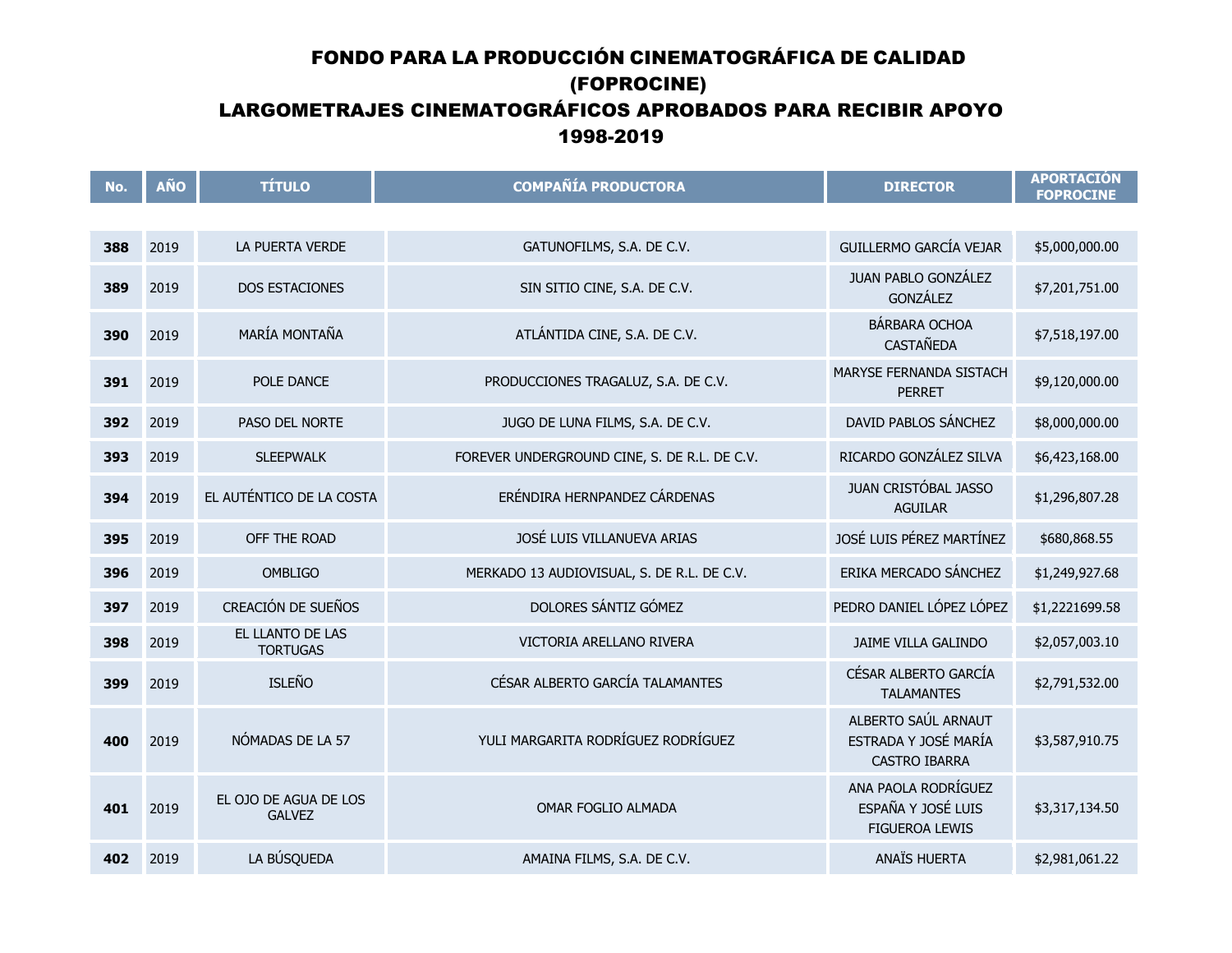# FONDO PARA LA PRODUCCIÓN CINEMATOGRÁFICA DE CALIDAD
# (FOPROCINE)
# LARGOMETRAJES CINEMATOGRÁFICOS APROBADOS PARA RECIBIR APOYO
# 1998-2019

| No. | AÑO | TÍTULO | COMPAÑÍA PRODUCTORA | DIRECTOR | APORTACIÓN FOPROCINE |
|---|---|---|---|---|---|
| **388** | 2019 | LA PUERTA VERDE | GATUNOFILMS, S.A. DE C.V. | GUILLERMO GARCÍA VEJAR | $5,000,000.00 |
| **389** | 2019 | DOS ESTACIONES | SIN SITIO CINE, S.A. DE C.V. | JUAN PABLO GONZÁLEZ GONZÁLEZ | $7,201,751.00 |
| **390** | 2019 | MARÍA MONTAÑA | ATLÁNTIDA CINE, S.A. DE C.V. | BÁRBARA OCHOA CASTAÑEDA | $7,518,197.00 |
| **391** | 2019 | POLE DANCE | PRODUCCIONES TRAGALUZ, S.A. DE C.V. | MARYSE FERNANDA SISTACH PERRET | $9,120,000.00 |
| **392** | 2019 | PASO DEL NORTE | JUGO DE LUNA FILMS, S.A. DE C.V. | DAVID PABLOS SÁNCHEZ | $8,000,000.00 |
| **393** | 2019 | SLEEPWALK | FOREVER UNDERGROUND CINE, S. DE R.L. DE C.V. | RICARDO GONZÁLEZ SILVA | $6,423,168.00 |
| **394** | 2019 | EL AUTÉNTICO DE LA COSTA | ERÉNDIRA HERNPANDEZ CÁRDENAS | JUAN CRISTÓBAL JASSO AGUILAR | $1,296,807.28 |
| **395** | 2019 | OFF THE ROAD | JOSÉ LUIS VILLANUEVA ARIAS | JOSÉ LUIS PÉREZ MARTÍNEZ | $680,868.55 |
| **396** | 2019 | OMBLIGO | MERKADO 13 AUDIOVISUAL, S. DE R.L. DE C.V. | ERIKA MERCADO SÁNCHEZ | $1,249,927.68 |
| **397** | 2019 | CREACIÓN DE SUEÑOS | DOLORES SÁNTIZ GÓMEZ | PEDRO DANIEL LÓPEZ LÓPEZ | $1,2221699.58 |
| **398** | 2019 | EL LLANTO DE LAS TORTUGAS | VICTORIA ARELLANO RIVERA | JAIME VILLA GALINDO | $2,057,003.10 |
| **399** | 2019 | ISLEÑO | CÉSAR ALBERTO GARCÍA TALAMANTES | CÉSAR ALBERTO GARCÍA TALAMANTES | $2,791,532.00 |
| **400** | 2019 | NÓMADAS DE LA 57 | YULI MARGARITA RODRÍGUEZ RODRÍGUEZ | ALBERTO SAÚL ARNAUT ESTRADA Y JOSÉ MARÍA CASTRO IBARRA | $3,587,910.75 |
| **401** | 2019 | EL OJO DE AGUA DE LOS GALVEZ | OMAR FOGLIO ALMADA | ANA PAOLA RODRÍGUEZ ESPAÑA Y JOSÉ LUIS FIGUEROA LEWIS | $3,317,134.50 |
| **402** | 2019 | LA BÚSQUEDA | AMAINA FILMS, S.A. DE C.V. | ANAÏS HUERTA | $2,981,061.22 |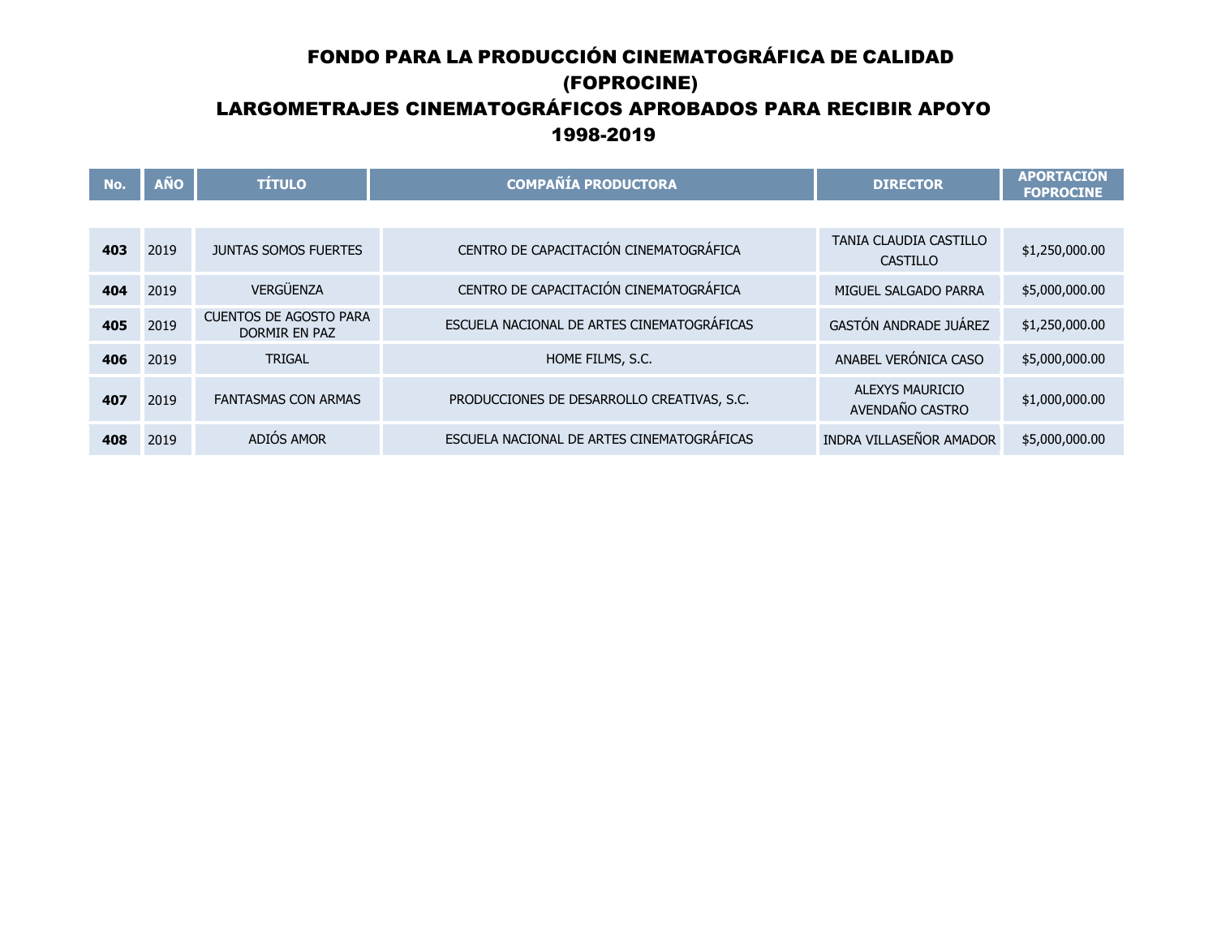# FONDO PARA LA PRODUCCIÓN CINEMATOGRÁFICA DE CALIDAD
# (FOPROCINE)
# LARGOMETRAJES CINEMATOGRÁFICOS APROBADOS PARA RECIBIR APOYO
# 1998-2019

| No. | AÑO | TÍTULO | COMPAÑÍA PRODUCTORA | DIRECTOR | APORTACIÓN FOPROCINE |
|---|---|---|---|---|---|
| **403** | 2019 | JUNTAS SOMOS FUERTES | CENTRO DE CAPACITACIÓN CINEMATOGRÁFICA | TANIA CLAUDIA CASTILLO CASTILLO | $1,250,000.00 |
| **404** | 2019 | VERGÜENZA | CENTRO DE CAPACITACIÓN CINEMATOGRÁFICA | MIGUEL SALGADO PARRA | $5,000,000.00 |
| **405** | 2019 | CUENTOS DE AGOSTO PARA DORMIR EN PAZ | ESCUELA NACIONAL DE ARTES CINEMATOGRÁFICAS | GASTÓN ANDRADE JUÁREZ | $1,250,000.00 |
| **406** | 2019 | TRIGAL | HOME FILMS, S.C. | ANABEL VERÓNICA CASO | $5,000,000.00 |
| **407** | 2019 | FANTASMAS CON ARMAS | PRODUCCIONES DE DESARROLLO CREATIVAS, S.C. | ALEXYS MAURICIO AVENDAÑO CASTRO | $1,000,000.00 |
| **408** | 2019 | ADIÓS AMOR | ESCUELA NACIONAL DE ARTES CINEMATOGRÁFICAS | INDRA VILLASEÑOR AMADOR | $5,000,000.00 |